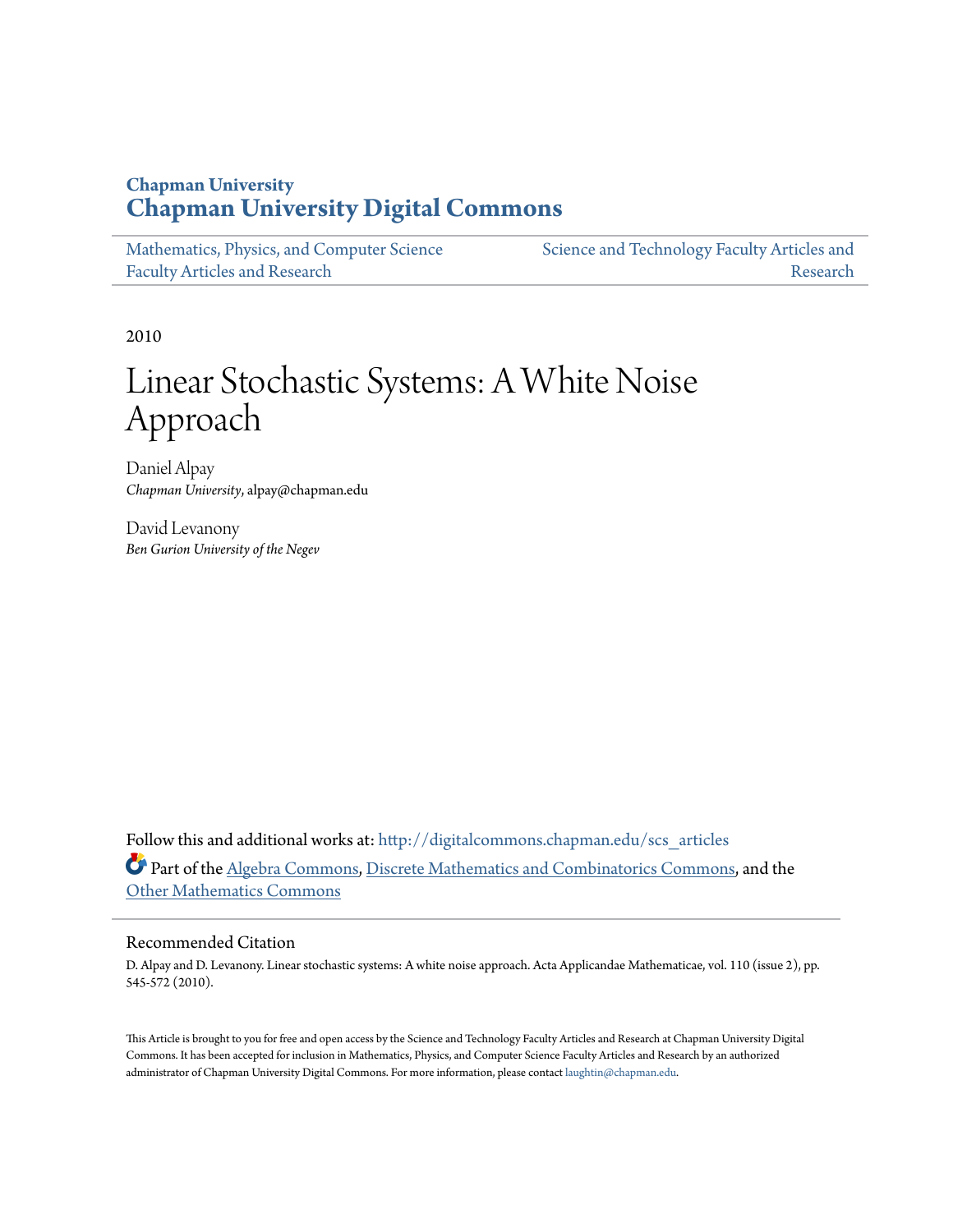**Chapman University**
**Chapman University Digital Commons**

Mathematics, Physics, and Computer Science Faculty Articles and Research

Science and Technology Faculty Articles and Research

2010

# Linear Stochastic Systems: A White Noise Approach

Daniel Alpay
*Chapman University*, alpay@chapman.edu

David Levanony
*Ben Gurion University of the Negev*

Follow this and additional works at: http://digitalcommons.chapman.edu/scs_articles

Part of the Algebra Commons, Discrete Mathematics and Combinatorics Commons, and the Other Mathematics Commons

## Recommended Citation

D. Alpay and D. Levanony. Linear stochastic systems: A white noise approach. Acta Applicandae Mathematicae, vol. 110 (issue 2), pp. 545-572 (2010).

This Article is brought to you for free and open access by the Science and Technology Faculty Articles and Research at Chapman University Digital Commons. It has been accepted for inclusion in Mathematics, Physics, and Computer Science Faculty Articles and Research by an authorized administrator of Chapman University Digital Commons. For more information, please contact laughtin@chapman.edu.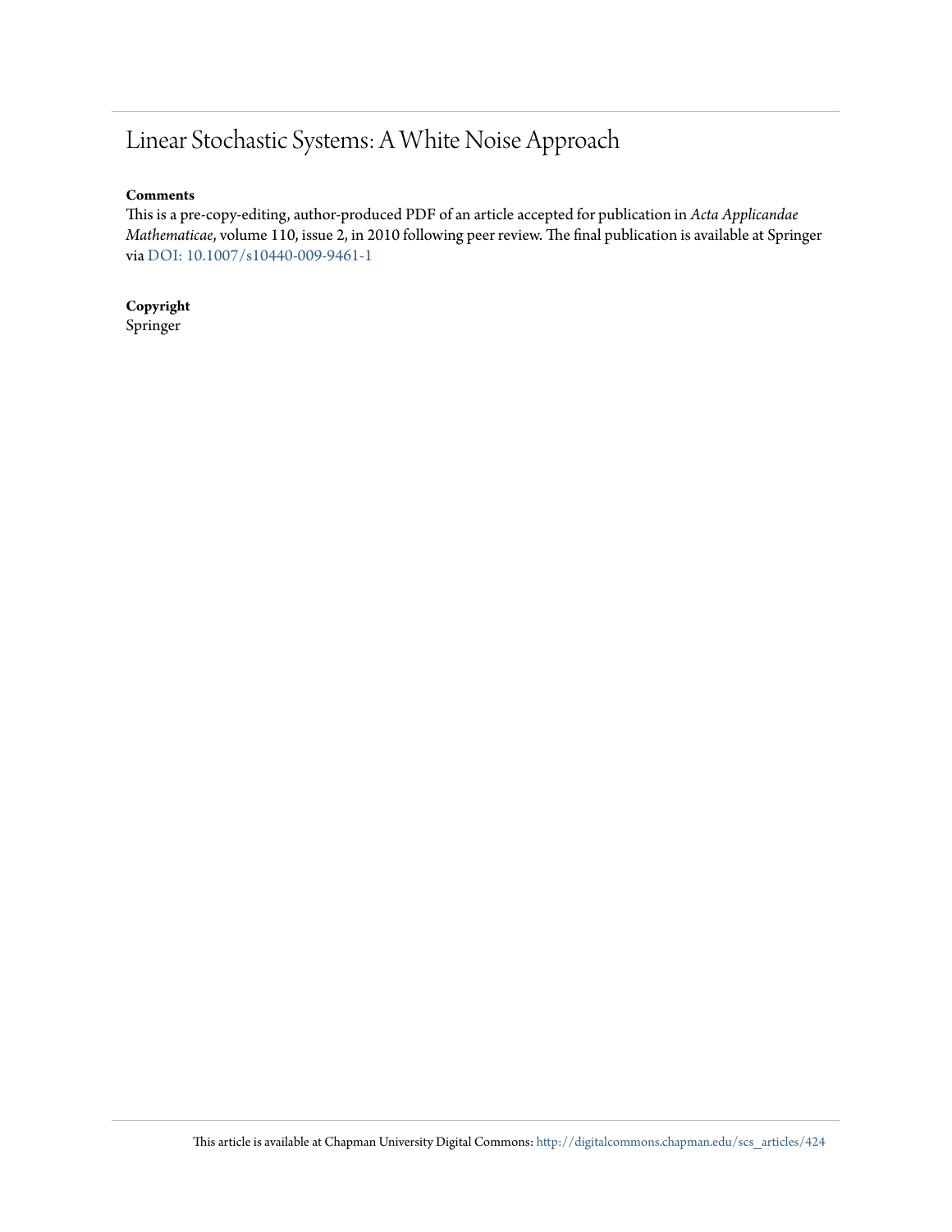# Linear Stochastic Systems: A White Noise Approach

**Comments**

This is a pre-copy-editing, author-produced PDF of an article accepted for publication in *Acta Applicandae Mathematicae*, volume 110, issue 2, in 2010 following peer review. The final publication is available at Springer via DOI: 10.1007/s10440-009-9461-1

**Copyright**

Springer

This article is available at Chapman University Digital Commons: http://digitalcommons.chapman.edu/scs_articles/424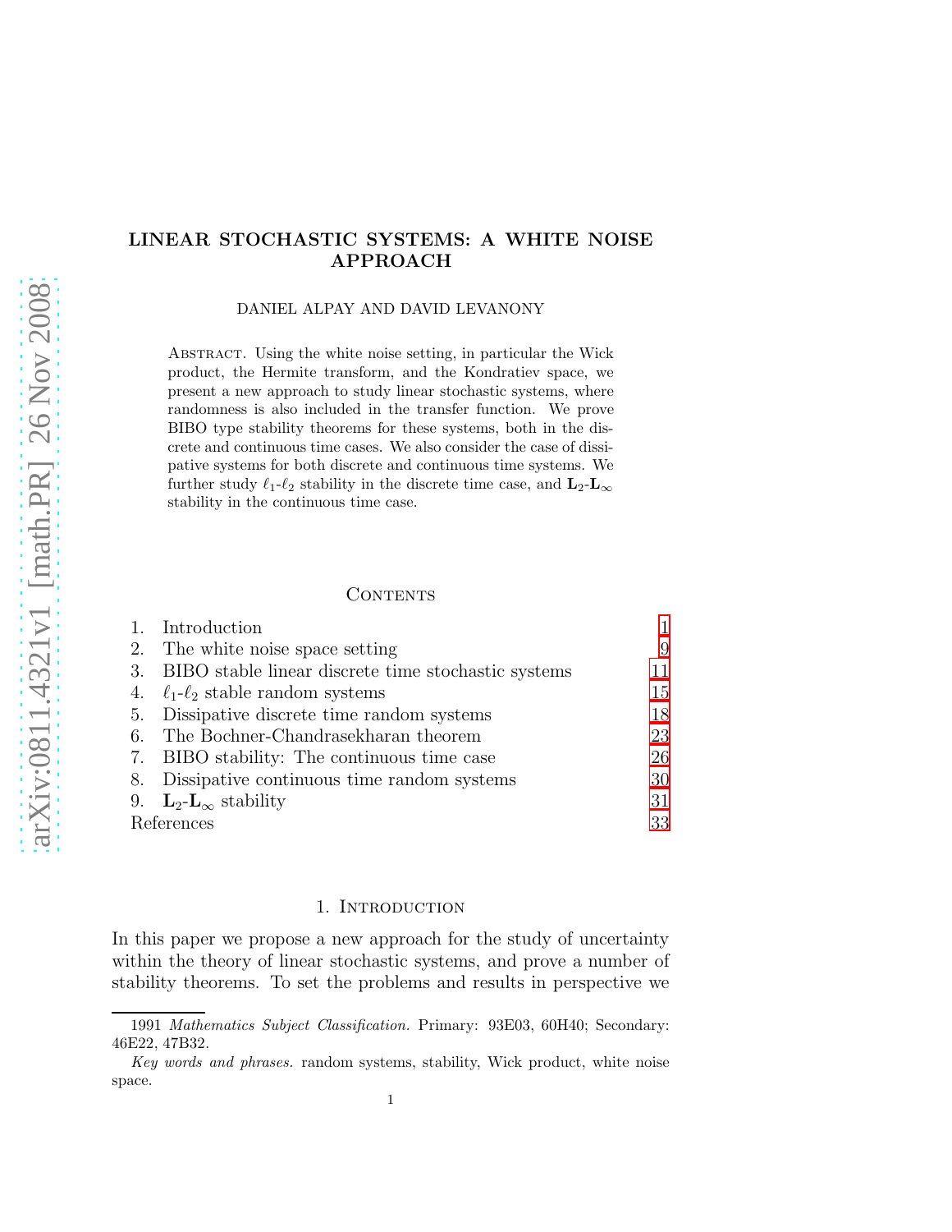# LINEAR STOCHASTIC SYSTEMS: A WHITE NOISE APPROACH

DANIEL ALPAY AND DAVID LEVANONY

Abstract. Using the white noise setting, in particular the Wick product, the Hermite transform, and the Kondratiev space, we present a new approach to study linear stochastic systems, where randomness is also included in the transfer function. We prove BIBO type stability theorems for these systems, both in the discrete and continuous time cases. We also consider the case of dissipative systems for both discrete and continuous time systems. We further study $\ell_1$-$\ell_2$ stability in the discrete time case, and $\mathbf{L}_2$-$\mathbf{L}_\infty$ stability in the continuous time case.

## Contents

1. Introduction 1
2. The white noise space setting 9
3. BIBO stable linear discrete time stochastic systems 11
4. $\ell_1$-$\ell_2$ stable random systems 15
5. Dissipative discrete time random systems 18
6. The Bochner-Chandrasekharan theorem 23
7. BIBO stability: The continuous time case 26
8. Dissipative continuous time random systems 30
9. $\mathbf{L}_2$-$\mathbf{L}_\infty$ stability 31

References 33

## 1. Introduction

In this paper we propose a new approach for the study of uncertainty within the theory of linear stochastic systems, and prove a number of stability theorems. To set the problems and results in perspective we

---

1991 *Mathematics Subject Classification.* Primary: 93E03, 60H40; Secondary: 46E22, 47B32.

*Key words and phrases.* random systems, stability, Wick product, white noise space.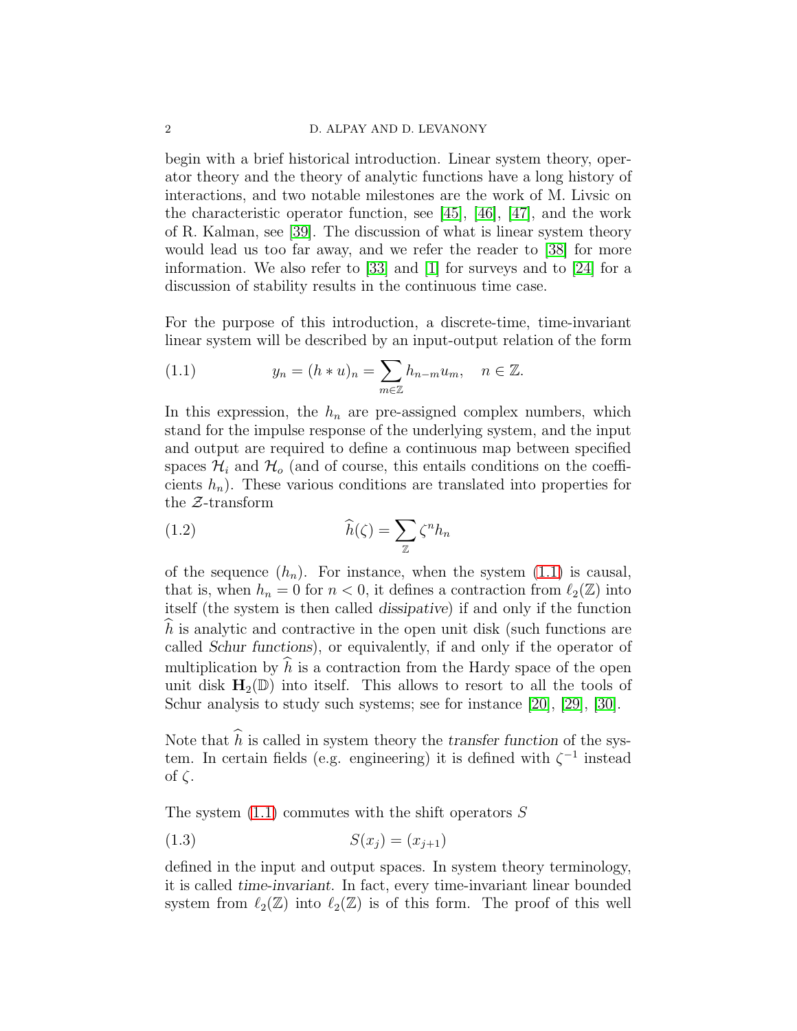begin with a brief historical introduction. Linear system theory, operator theory and the theory of analytic functions have a long history of interactions, and two notable milestones are the work of M. Livsic on the characteristic operator function, see [45], [46], [47], and the work of R. Kalman, see [39]. The discussion of what is linear system theory would lead us too far away, and we refer the reader to [38] for more information. We also refer to [33] and [1] for surveys and to [24] for a discussion of stability results in the continuous time case.

For the purpose of this introduction, a discrete-time, time-invariant linear system will be described by an input-output relation of the form

$$y_n = (h * u)_n = \sum_{m\in\mathbb{Z}} h_{n-m}u_m, \quad n \in \mathbb{Z}. \tag{1.1}$$

In this expression, the $h_n$ are pre-assigned complex numbers, which stand for the impulse response of the underlying system, and the input and output are required to define a continuous map between specified spaces $\mathcal{H}_i$ and $\mathcal{H}_o$ (and of course, this entails conditions on the coefficients $h_n$). These various conditions are translated into properties for the $\mathcal{Z}$-transform

$$\widehat{h}(\zeta) = \sum_{\mathbb{Z}} \zeta^n h_n \tag{1.2}$$

of the sequence $(h_n)$. For instance, when the system (1.1) is causal, that is, when $h_n = 0$ for $n < 0$, it defines a contraction from $\ell_2(\mathbb{Z})$ into itself (the system is then called *dissipative*) if and only if the function $\widehat{h}$ is analytic and contractive in the open unit disk (such functions are called *Schur functions*), or equivalently, if and only if the operator of multiplication by $\widehat{h}$ is a contraction from the Hardy space of the open unit disk $\mathbf{H}_2(\mathbb{D})$ into itself. This allows to resort to all the tools of Schur analysis to study such systems; see for instance [20], [29], [30].

Note that $\widehat{h}$ is called in system theory the *transfer function* of the system. In certain fields (e.g. engineering) it is defined with $\zeta^{-1}$ instead of $\zeta$.

The system (1.1) commutes with the shift operators $S$

$$S(x_j) = (x_{j+1}) \tag{1.3}$$

defined in the input and output spaces. In system theory terminology, it is called *time-invariant*. In fact, every time-invariant linear bounded system from $\ell_2(\mathbb{Z})$ into $\ell_2(\mathbb{Z})$ is of this form. The proof of this well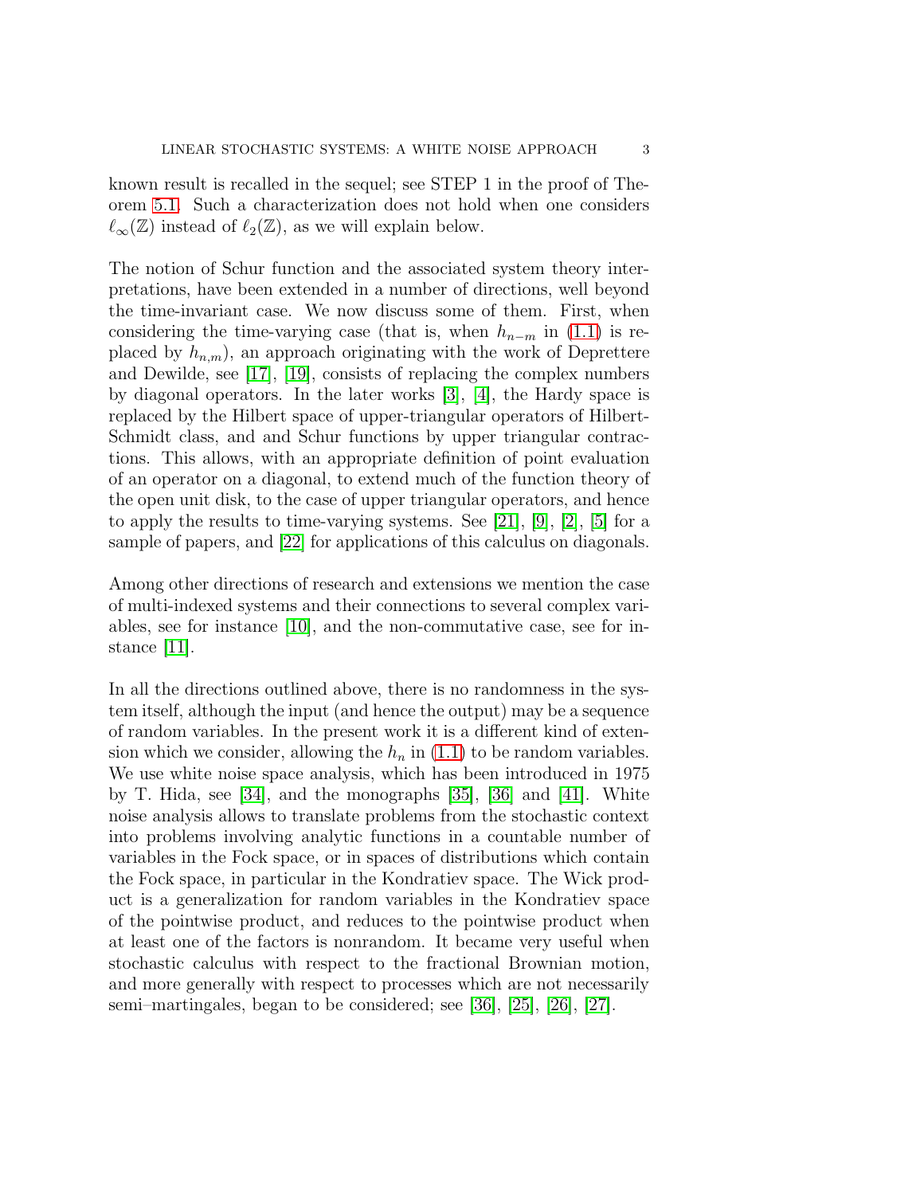known result is recalled in the sequel; see STEP 1 in the proof of Theorem 5.1. Such a characterization does not hold when one considers $\ell_\infty(\mathbb{Z})$ instead of $\ell_2(\mathbb{Z})$, as we will explain below.

The notion of Schur function and the associated system theory interpretations, have been extended in a number of directions, well beyond the time-invariant case. We now discuss some of them. First, when considering the time-varying case (that is, when $h_{n-m}$ in (1.1) is replaced by $h_{n,m}$), an approach originating with the work of Deprettere and Dewilde, see [17], [19], consists of replacing the complex numbers by diagonal operators. In the later works [3], [4], the Hardy space is replaced by the Hilbert space of upper-triangular operators of Hilbert-Schmidt class, and and Schur functions by upper triangular contractions. This allows, with an appropriate definition of point evaluation of an operator on a diagonal, to extend much of the function theory of the open unit disk, to the case of upper triangular operators, and hence to apply the results to time-varying systems. See [21], [9], [2], [5] for a sample of papers, and [22] for applications of this calculus on diagonals.

Among other directions of research and extensions we mention the case of multi-indexed systems and their connections to several complex variables, see for instance [10], and the non-commutative case, see for instance [11].

In all the directions outlined above, there is no randomness in the system itself, although the input (and hence the output) may be a sequence of random variables. In the present work it is a different kind of extension which we consider, allowing the $h_n$ in (1.1) to be random variables. We use white noise space analysis, which has been introduced in 1975 by T. Hida, see [34], and the monographs [35], [36] and [41]. White noise analysis allows to translate problems from the stochastic context into problems involving analytic functions in a countable number of variables in the Fock space, or in spaces of distributions which contain the Fock space, in particular in the Kondratiev space. The Wick product is a generalization for random variables in the Kondratiev space of the pointwise product, and reduces to the pointwise product when at least one of the factors is nonrandom. It became very useful when stochastic calculus with respect to the fractional Brownian motion, and more generally with respect to processes which are not necessarily semi–martingales, began to be considered; see [36], [25], [26], [27].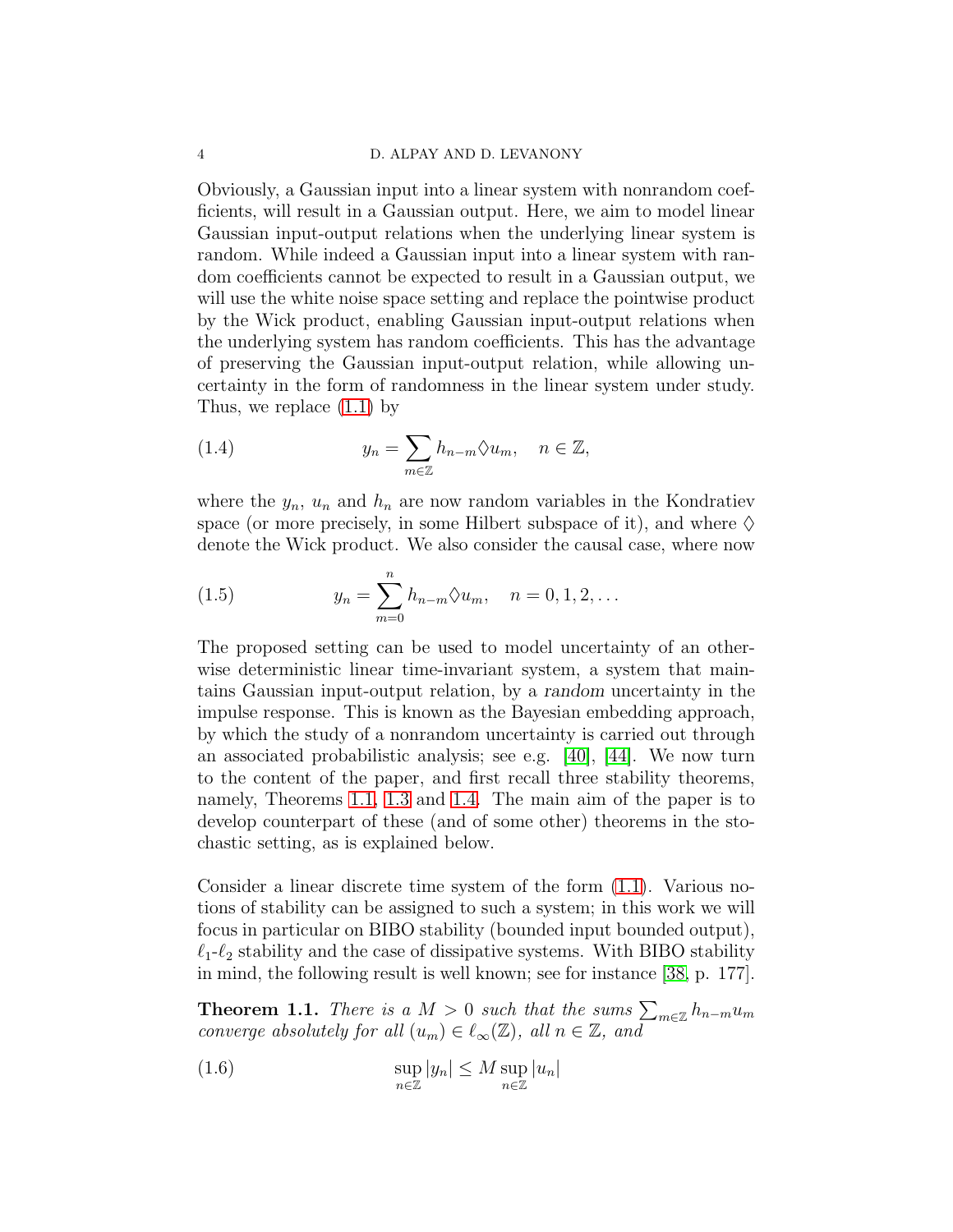Obviously, a Gaussian input into a linear system with nonrandom coefficients, will result in a Gaussian output. Here, we aim to model linear Gaussian input-output relations when the underlying linear system is random. While indeed a Gaussian input into a linear system with random coefficients cannot be expected to result in a Gaussian output, we will use the white noise space setting and replace the pointwise product by the Wick product, enabling Gaussian input-output relations when the underlying system has random coefficients. This has the advantage of preserving the Gaussian input-output relation, while allowing uncertainty in the form of randomness in the linear system under study. Thus, we replace (1.1) by

$$y_n = \sum_{m\in\mathbb{Z}} h_{n-m} \lozenge u_m, \quad n \in \mathbb{Z}, \tag{1.4}$$

where the $y_n$, $u_n$ and $h_n$ are now random variables in the Kondratiev space (or more precisely, in some Hilbert subspace of it), and where $\lozenge$ denote the Wick product. We also consider the causal case, where now

$$y_n = \sum_{m=0}^{n} h_{n-m} \lozenge u_m, \quad n = 0, 1, 2, \ldots \tag{1.5}$$

The proposed setting can be used to model uncertainty of an otherwise deterministic linear time-invariant system, a system that maintains Gaussian input-output relation, by a *random* uncertainty in the impulse response. This is known as the Bayesian embedding approach, by which the study of a nonrandom uncertainty is carried out through an associated probabilistic analysis; see e.g. [40], [44]. We now turn to the content of the paper, and first recall three stability theorems, namely, Theorems 1.1, 1.3 and 1.4. The main aim of the paper is to develop counterpart of these (and of some other) theorems in the stochastic setting, as is explained below.

Consider a linear discrete time system of the form (1.1). Various notions of stability can be assigned to such a system; in this work we will focus in particular on BIBO stability (bounded input bounded output), $\ell_1$-$\ell_2$ stability and the case of dissipative systems. With BIBO stability in mind, the following result is well known; see for instance [38, p. 177].

**Theorem 1.1.** *There is a $M > 0$ such that the sums $\sum_{m\in\mathbb{Z}} h_{n-m}u_m$ converge absolutely for all $(u_m) \in \ell_\infty(\mathbb{Z})$, all $n \in \mathbb{Z}$, and*

$$\sup_{n\in\mathbb{Z}} |y_n| \leq M \sup_{n\in\mathbb{Z}} |u_n| \tag{1.6}$$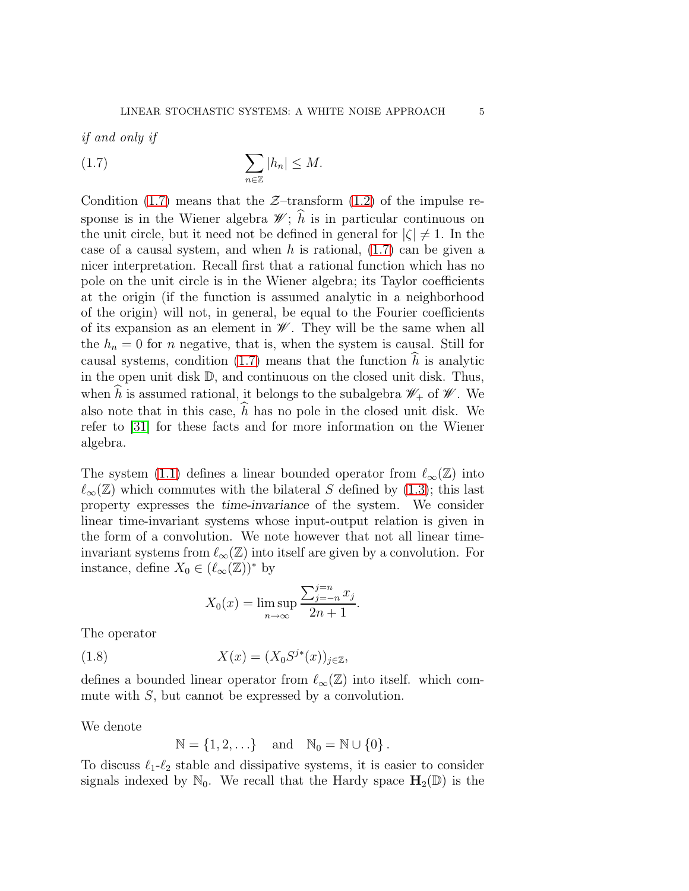*if and only if*

$$\sum_{n\in\mathbb{Z}} |h_n| \leq M. \tag{1.7}$$

Condition (1.7) means that the $\mathcal{Z}$–transform (1.2) of the impulse response is in the Wiener algebra $\mathscr{W}$; $\widehat{h}$ is in particular continuous on the unit circle, but it need not be defined in general for $|\zeta| \neq 1$. In the case of a causal system, and when $h$ is rational, (1.7) can be given a nicer interpretation. Recall first that a rational function which has no pole on the unit circle is in the Wiener algebra; its Taylor coefficients at the origin (if the function is assumed analytic in a neighborhood of the origin) will not, in general, be equal to the Fourier coefficients of its expansion as an element in $\mathscr{W}$. They will be the same when all the $h_n = 0$ for $n$ negative, that is, when the system is causal. Still for causal systems, condition (1.7) means that the function $\widehat{h}$ is analytic in the open unit disk $\mathbb{D}$, and continuous on the closed unit disk. Thus, when $\widehat{h}$ is assumed rational, it belongs to the subalgebra $\mathscr{W}_+$ of $\mathscr{W}$. We also note that in this case, $\widehat{h}$ has no pole in the closed unit disk. We refer to [31] for these facts and for more information on the Wiener algebra.

The system (1.1) defines a linear bounded operator from $\ell_\infty(\mathbb{Z})$ into $\ell_\infty(\mathbb{Z})$ which commutes with the bilateral $S$ defined by (1.3); this last property expresses the *time-invariance* of the system. We consider linear time-invariant systems whose input-output relation is given in the form of a convolution. We note however that not all linear time-invariant systems from $\ell_\infty(\mathbb{Z})$ into itself are given by a convolution. For instance, define $X_0 \in (\ell_\infty(\mathbb{Z}))^*$ by

$$X_0(x) = \limsup_{n\rightarrow\infty} \frac{\sum_{j=-n}^{j=n} x_j}{2n+1}.$$

The operator

$$X(x) = (X_0 S^{j*}(x))_{j\in\mathbb{Z}}, \tag{1.8}$$

defines a bounded linear operator from $\ell_\infty(\mathbb{Z})$ into itself. which commute with $S$, but cannot be expressed by a convolution.

We denote

$$\mathbb{N} = \{1, 2, \ldots\} \quad \text{and} \quad \mathbb{N}_0 = \mathbb{N} \cup \{0\}.$$

To discuss $\ell_1$-$\ell_2$ stable and dissipative systems, it is easier to consider signals indexed by $\mathbb{N}_0$. We recall that the Hardy space $\mathbf{H}_2(\mathbb{D})$ is the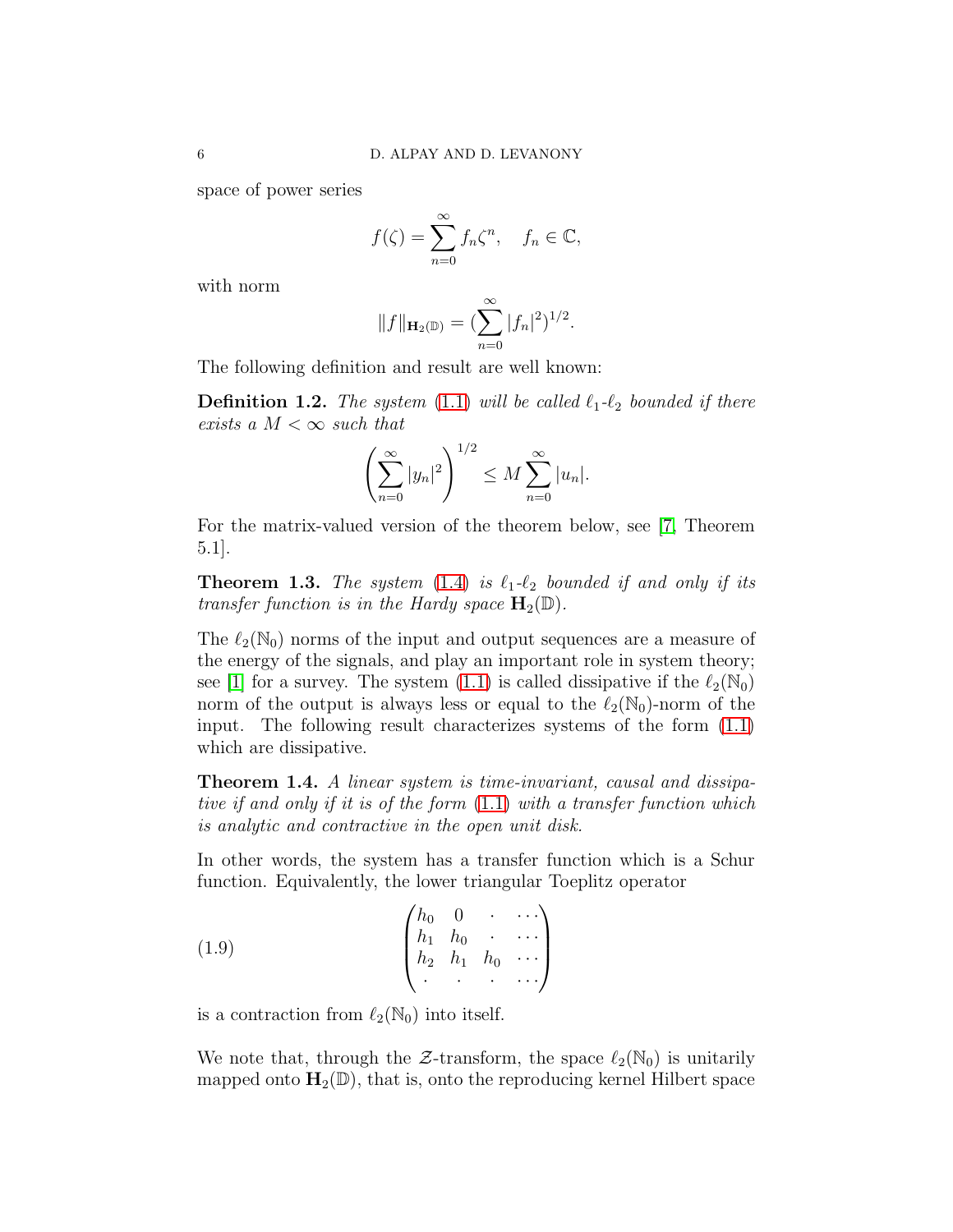space of power series

$$f(\zeta) = \sum_{n=0}^{\infty} f_n \zeta^n, \quad f_n \in \mathbb{C},$$

with norm

$$\|f\|_{\mathbf{H}_2(\mathbb{D})} = (\sum_{n=0}^{\infty} |f_n|^2)^{1/2}.$$

The following definition and result are well known:

**Definition 1.2.** *The system* (1.1) *will be called $\ell_1$-$\ell_2$ bounded if there exists a $M < \infty$ such that*

$$\left( \sum_{n=0}^{\infty} |y_n|^2 \right)^{1/2} \leq M \sum_{n=0}^{\infty} |u_n|.$$

For the matrix-valued version of the theorem below, see [7, Theorem 5.1].

**Theorem 1.3.** *The system* (1.4) *is $\ell_1$-$\ell_2$ bounded if and only if its transfer function is in the Hardy space $\mathbf{H}_2(\mathbb{D})$.*

The $\ell_2(\mathbb{N}_0)$ norms of the input and output sequences are a measure of the energy of the signals, and play an important role in system theory; see [1] for a survey. The system (1.1) is called dissipative if the $\ell_2(\mathbb{N}_0)$ norm of the output is always less or equal to the $\ell_2(\mathbb{N}_0)$-norm of the input. The following result characterizes systems of the form (1.1) which are dissipative.

**Theorem 1.4.** *A linear system is time-invariant, causal and dissipative if and only if it is of the form* (1.1) *with a transfer function which is analytic and contractive in the open unit disk.*

In other words, the system has a transfer function which is a Schur function. Equivalently, the lower triangular Toeplitz operator

$$\begin{pmatrix} h_0 & 0 & \cdot & \cdots \\ h_1 & h_0 & \cdot & \cdots \\ h_2 & h_1 & h_0 & \cdots \\ \cdot & \cdot & \cdot & \cdots \end{pmatrix} \tag{1.9}$$

is a contraction from $\ell_2(\mathbb{N}_0)$ into itself.

We note that, through the $\mathcal{Z}$-transform, the space $\ell_2(\mathbb{N}_0)$ is unitarily mapped onto $\mathbf{H}_2(\mathbb{D})$, that is, onto the reproducing kernel Hilbert space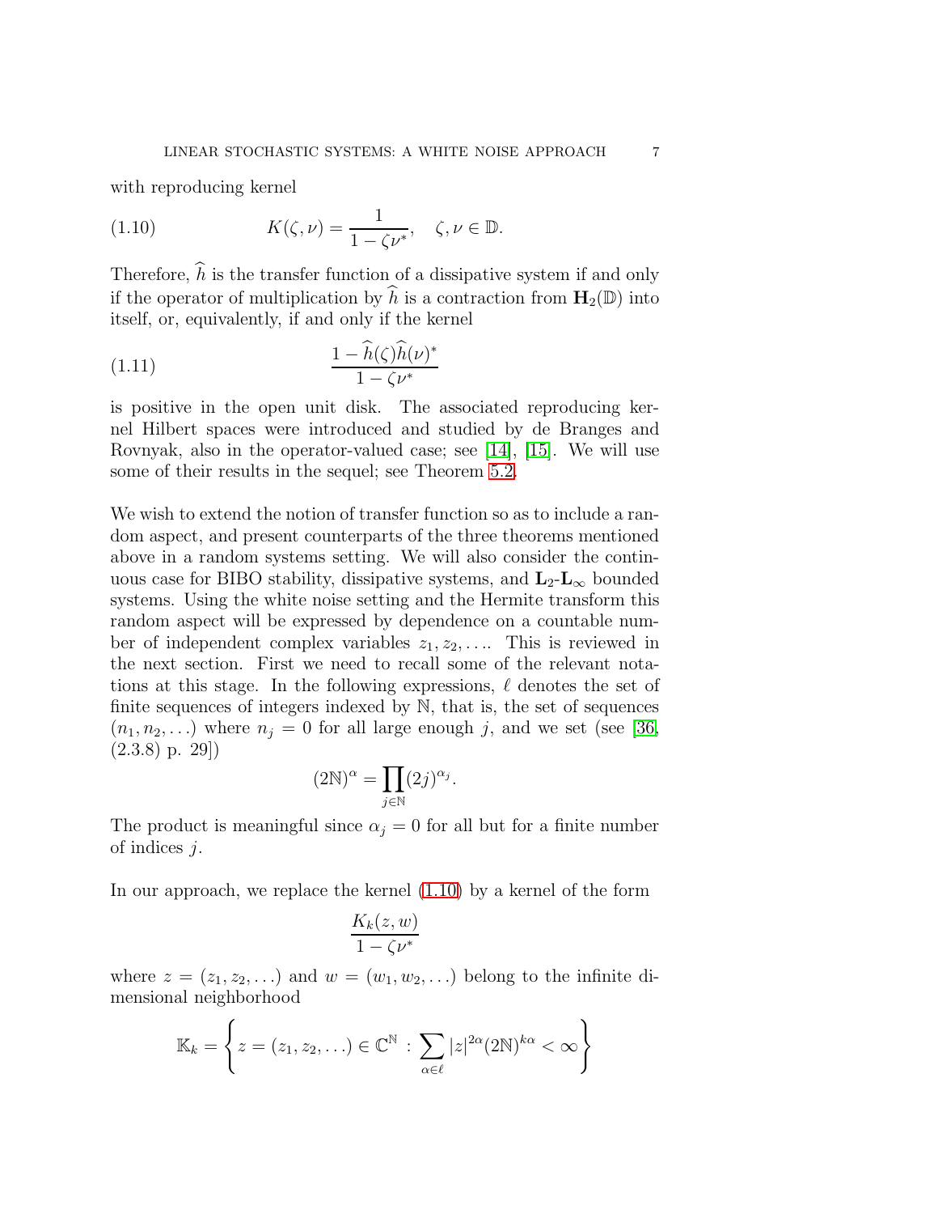with reproducing kernel

$$K(\zeta,\nu) = \frac{1}{1-\zeta\nu^*}, \quad \zeta,\nu \in \mathbb{D}. \tag{1.10}$$

Therefore, $\widehat{h}$ is the transfer function of a dissipative system if and only if the operator of multiplication by $\widehat{h}$ is a contraction from $\mathbf{H}_2(\mathbb{D})$ into itself, or, equivalently, if and only if the kernel

$$\frac{1-\widehat{h}(\zeta)\widehat{h}(\nu)^*}{1-\zeta\nu^*} \tag{1.11}$$

is positive in the open unit disk. The associated reproducing kernel Hilbert spaces were introduced and studied by de Branges and Rovnyak, also in the operator-valued case; see [14], [15]. We will use some of their results in the sequel; see Theorem 5.2.

We wish to extend the notion of transfer function so as to include a random aspect, and present counterparts of the three theorems mentioned above in a random systems setting. We will also consider the continuous case for BIBO stability, dissipative systems, and $\mathbf{L}_2$-$\mathbf{L}_\infty$ bounded systems. Using the white noise setting and the Hermite transform this random aspect will be expressed by dependence on a countable number of independent complex variables $z_1, z_2, \ldots$. This is reviewed in the next section. First we need to recall some of the relevant notations at this stage. In the following expressions, $\ell$ denotes the set of finite sequences of integers indexed by $\mathbb{N}$, that is, the set of sequences $(n_1, n_2, \ldots)$ where $n_j = 0$ for all large enough $j$, and we set (see [36, (2.3.8) p. 29])

$$(2\mathbb{N})^\alpha = \prod_{j\in\mathbb{N}} (2j)^{\alpha_j}.$$

The product is meaningful since $\alpha_j = 0$ for all but for a finite number of indices $j$.

In our approach, we replace the kernel (1.10) by a kernel of the form

$$\frac{K_k(z,w)}{1-\zeta\nu^*}$$

where $z = (z_1, z_2, \ldots)$ and $w = (w_1, w_2, \ldots)$ belong to the infinite dimensional neighborhood

$$\mathbb{K}_k = \left\{ z = (z_1, z_2, \ldots) \in \mathbb{C}^{\mathbb{N}} \, : \, \sum_{\alpha\in\ell} |z|^{2\alpha}(2\mathbb{N})^{k\alpha} < \infty \right\}$$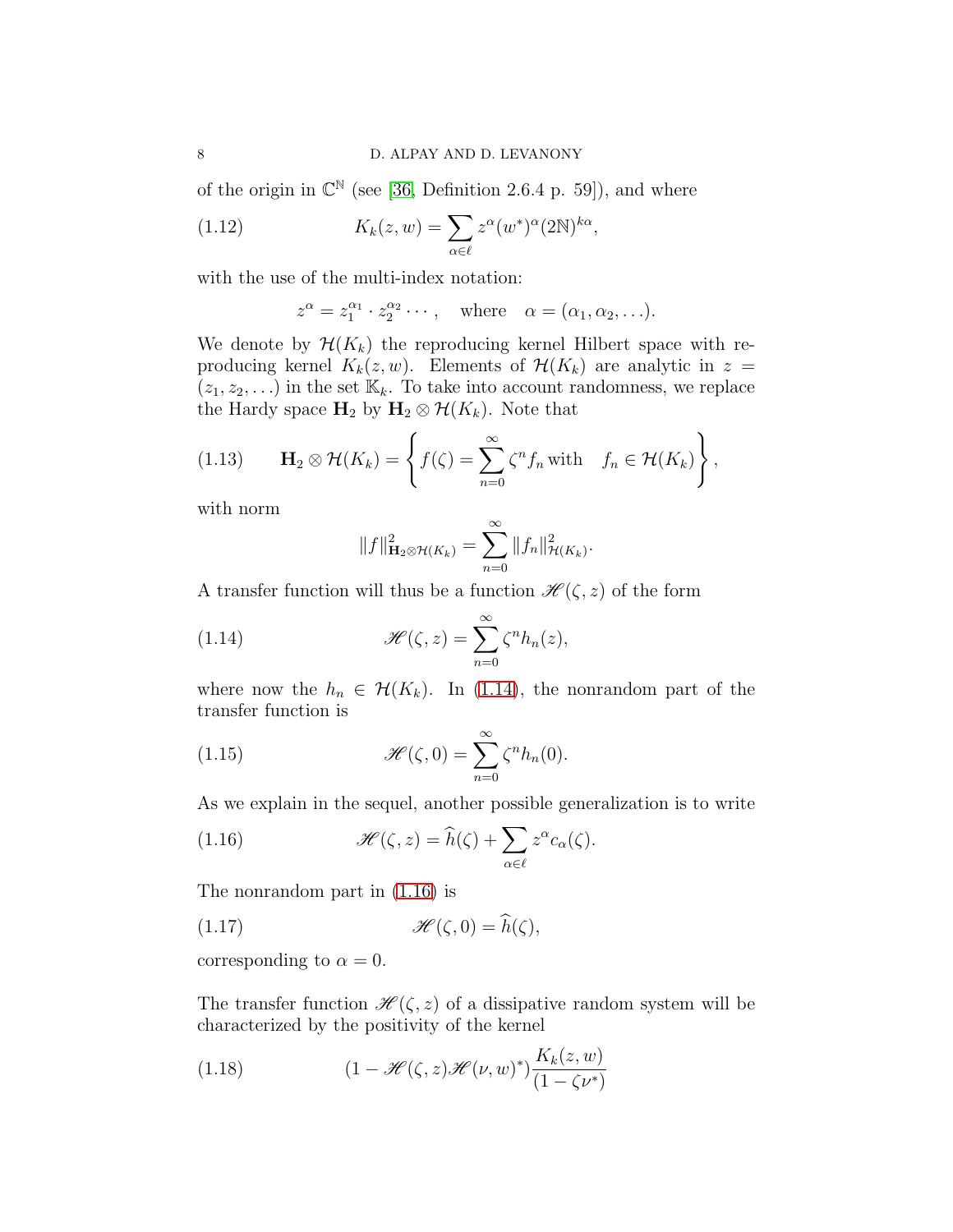of the origin in $\mathbb{C}^{\mathbb{N}}$ (see [36, Definition 2.6.4 p. 59]), and where

$$K_k(z,w) = \sum_{\alpha \in \ell} z^\alpha (w^*)^\alpha (2\mathbb{N})^{k\alpha}, \tag{1.12}$$

with the use of the multi-index notation:

$$z^\alpha = z_1^{\alpha_1} \cdot z_2^{\alpha_2} \cdots, \quad \text{where} \quad \alpha = (\alpha_1, \alpha_2, \ldots).$$

We denote by $\mathcal{H}(K_k)$ the reproducing kernel Hilbert space with reproducing kernel $K_k(z,w)$. Elements of $\mathcal{H}(K_k)$ are analytic in $z = (z_1, z_2, \ldots)$ in the set $\mathbb{K}_k$. To take into account randomness, we replace the Hardy space $\mathbf{H}_2$ by $\mathbf{H}_2 \otimes \mathcal{H}(K_k)$. Note that

$$\mathbf{H}_2 \otimes \mathcal{H}(K_k) = \left\{ f(\zeta) = \sum_{n=0}^\infty \zeta^n f_n \text{ with } \quad f_n \in \mathcal{H}(K_k) \right\}, \tag{1.13}$$

with norm

$$\|f\|^2_{\mathbf{H}_2 \otimes \mathcal{H}(K_k)} = \sum_{n=0}^\infty \|f_n\|^2_{\mathcal{H}(K_k)}.$$

A transfer function will thus be a function $\mathscr{H}(\zeta, z)$ of the form

$$\mathscr{H}(\zeta, z) = \sum_{n=0}^\infty \zeta^n h_n(z), \tag{1.14}$$

where now the $h_n \in \mathcal{H}(K_k)$. In (1.14), the nonrandom part of the transfer function is

$$\mathscr{H}(\zeta, 0) = \sum_{n=0}^\infty \zeta^n h_n(0). \tag{1.15}$$

As we explain in the sequel, another possible generalization is to write

$$\mathscr{H}(\zeta, z) = \widehat{h}(\zeta) + \sum_{\alpha \in \ell} z^\alpha c_\alpha(\zeta). \tag{1.16}$$

The nonrandom part in (1.16) is

$$\mathscr{H}(\zeta, 0) = \widehat{h}(\zeta), \tag{1.17}$$

corresponding to $\alpha = 0$.

The transfer function $\mathscr{H}(\zeta, z)$ of a dissipative random system will be characterized by the positivity of the kernel

$$(1 - \mathscr{H}(\zeta, z)\mathscr{H}(\nu, w)^*) \frac{K_k(z,w)}{(1 - \zeta\nu^*)} \tag{1.18}$$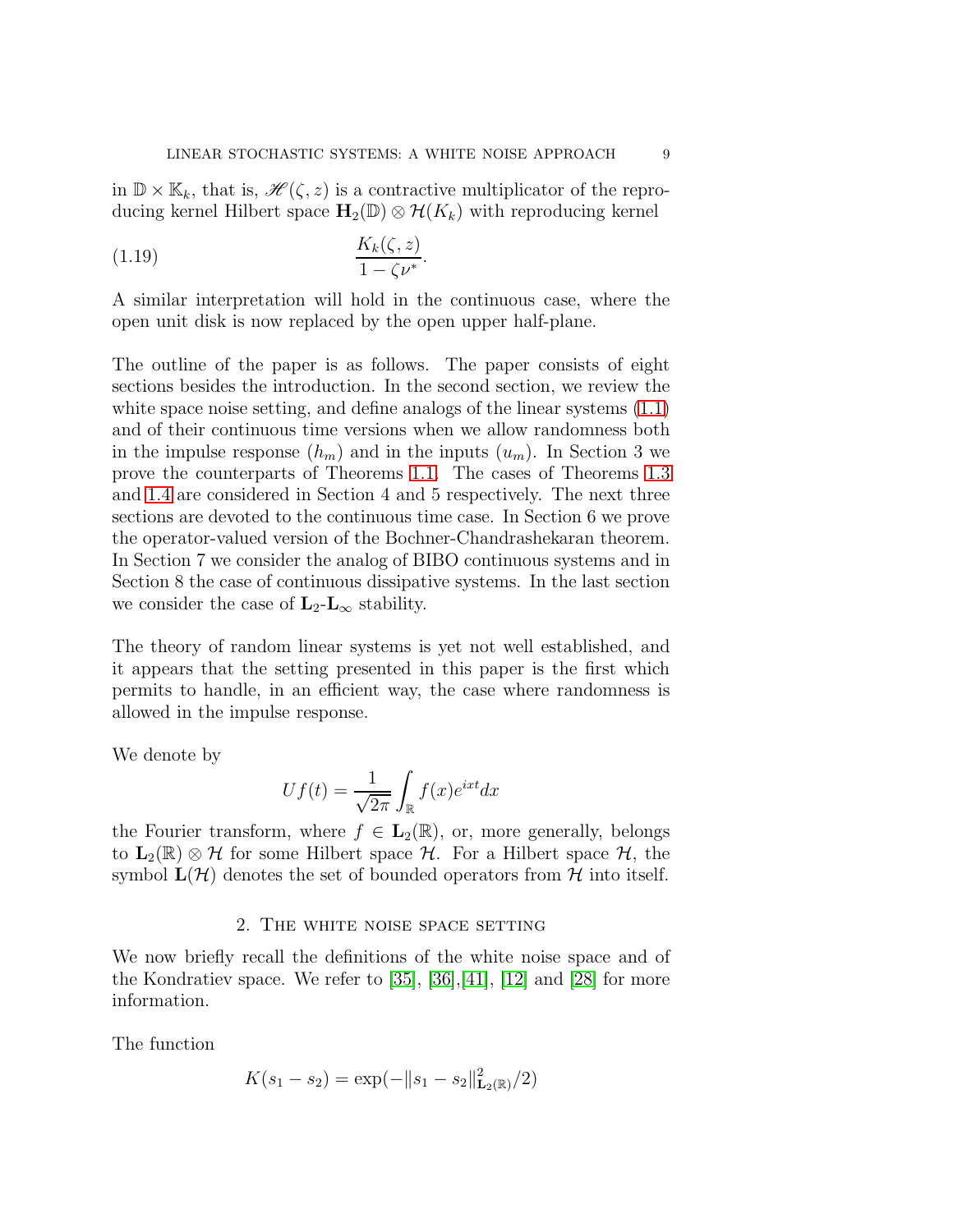in $\mathbb{D} \times \mathbb{K}_k$, that is, $\mathscr{H}(\zeta, z)$ is a contractive multiplicator of the reproducing kernel Hilbert space $\mathbf{H}_2(\mathbb{D}) \otimes \mathcal{H}(K_k)$ with reproducing kernel

$$\frac{K_k(\zeta, z)}{1 - \zeta\nu^*}. \tag{1.19}$$

A similar interpretation will hold in the continuous case, where the open unit disk is now replaced by the open upper half-plane.

The outline of the paper is as follows. The paper consists of eight sections besides the introduction. In the second section, we review the white space noise setting, and define analogs of the linear systems (1.1) and of their continuous time versions when we allow randomness both in the impulse response $(h_m)$ and in the inputs $(u_m)$. In Section 3 we prove the counterparts of Theorems 1.1. The cases of Theorems 1.3 and 1.4 are considered in Section 4 and 5 respectively. The next three sections are devoted to the continuous time case. In Section 6 we prove the operator-valued version of the Bochner-Chandrashekaran theorem. In Section 7 we consider the analog of BIBO continuous systems and in Section 8 the case of continuous dissipative systems. In the last section we consider the case of $\mathbf{L}_2$-$\mathbf{L}_\infty$ stability.

The theory of random linear systems is yet not well established, and it appears that the setting presented in this paper is the first which permits to handle, in an efficient way, the case where randomness is allowed in the impulse response.

We denote by

$$Uf(t) = \frac{1}{\sqrt{2\pi}} \int_{\mathbb{R}} f(x) e^{ixt} dx$$

the Fourier transform, where $f \in \mathbf{L}_2(\mathbb{R})$, or, more generally, belongs to $\mathbf{L}_2(\mathbb{R}) \otimes \mathcal{H}$ for some Hilbert space $\mathcal{H}$. For a Hilbert space $\mathcal{H}$, the symbol $\mathbf{L}(\mathcal{H})$ denotes the set of bounded operators from $\mathcal{H}$ into itself.

## 2. The white noise space setting

We now briefly recall the definitions of the white noise space and of the Kondratiev space. We refer to [35], [36],[41], [12] and [28] for more information.

The function

$$K(s_1 - s_2) = \exp(-\|s_1 - s_2\|^2_{\mathbf{L}_2(\mathbb{R})}/2)$$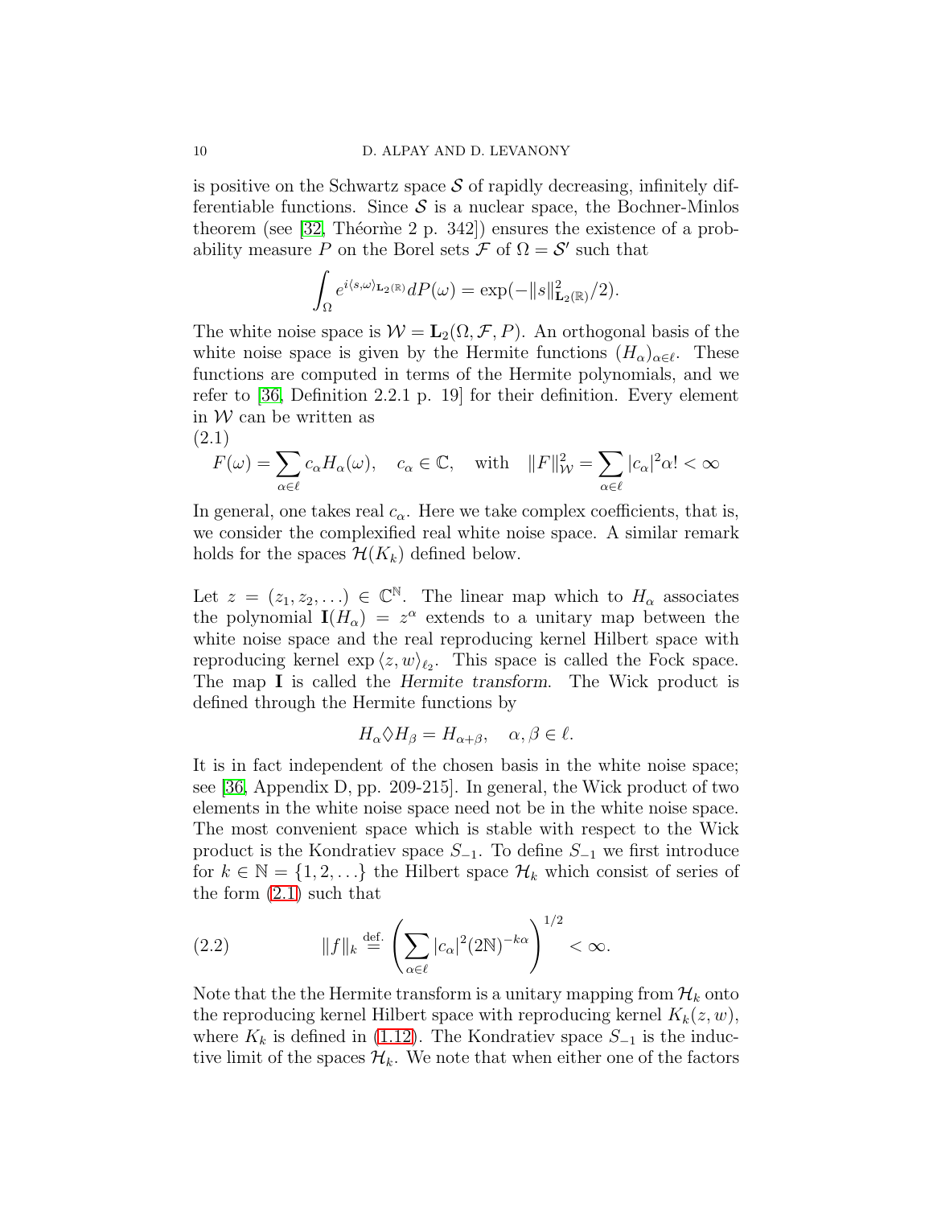is positive on the Schwartz space $\mathcal{S}$ of rapidly decreasing, infinitely differentiable functions. Since $\mathcal{S}$ is a nuclear space, the Bochner-Minlos theorem (see [32, Théorme 2 p. 342]) ensures the existence of a probability measure $P$ on the Borel sets $\mathcal{F}$ of $\Omega = \mathcal{S}'$ such that

$$\int_{\Omega} e^{i\langle s,\omega\rangle_{\mathbf{L}_2(\mathbb{R})}} dP(\omega) = \exp(-\|s\|^2_{\mathbf{L}_2(\mathbb{R})}/2).$$

The white noise space is $\mathcal{W} = \mathbf{L}_2(\Omega, \mathcal{F}, P)$. An orthogonal basis of the white noise space is given by the Hermite functions $(H_\alpha)_{\alpha\in\ell}$. These functions are computed in terms of the Hermite polynomials, and we refer to [36, Definition 2.2.1 p. 19] for their definition. Every element in $\mathcal{W}$ can be written as

(2.1)
$$F(\omega) = \sum_{\alpha\in\ell} c_\alpha H_\alpha(\omega), \quad c_\alpha \in \mathbb{C}, \quad \text{with} \quad \|F\|^2_{\mathcal{W}} = \sum_{\alpha\in\ell} |c_\alpha|^2 \alpha! < \infty$$

In general, one takes real $c_\alpha$. Here we take complex coefficients, that is, we consider the complexified real white noise space. A similar remark holds for the spaces $\mathcal{H}(K_k)$ defined below.

Let $z = (z_1, z_2, \ldots) \in \mathbb{C}^{\mathbb{N}}$. The linear map which to $H_\alpha$ associates the polynomial $\mathbf{I}(H_\alpha) = z^\alpha$ extends to a unitary map between the white noise space and the real reproducing kernel Hilbert space with reproducing kernel $\exp\langle z, w\rangle_{\ell_2}$. This space is called the Fock space. The map $\mathbf{I}$ is called the *Hermite transform*. The Wick product is defined through the Hermite functions by

$$H_\alpha \lozenge H_\beta = H_{\alpha+\beta}, \quad \alpha, \beta \in \ell.$$

It is in fact independent of the chosen basis in the white noise space; see [36, Appendix D, pp. 209-215]. In general, the Wick product of two elements in the white noise space need not be in the white noise space. The most convenient space which is stable with respect to the Wick product is the Kondratiev space $S_{-1}$. To define $S_{-1}$ we first introduce for $k \in \mathbb{N} = \{1, 2, \ldots\}$ the Hilbert space $\mathcal{H}_k$ which consist of series of the form (2.1) such that

$$\|f\|_k \stackrel{\text{def.}}{=} \left(\sum_{\alpha\in\ell} |c_\alpha|^2 (2\mathbb{N})^{-k\alpha}\right)^{1/2} < \infty. \tag{2.2}$$

Note that the the Hermite transform is a unitary mapping from $\mathcal{H}_k$ onto the reproducing kernel Hilbert space with reproducing kernel $K_k(z, w)$, where $K_k$ is defined in (1.12). The Kondratiev space $S_{-1}$ is the inductive limit of the spaces $\mathcal{H}_k$. We note that when either one of the factors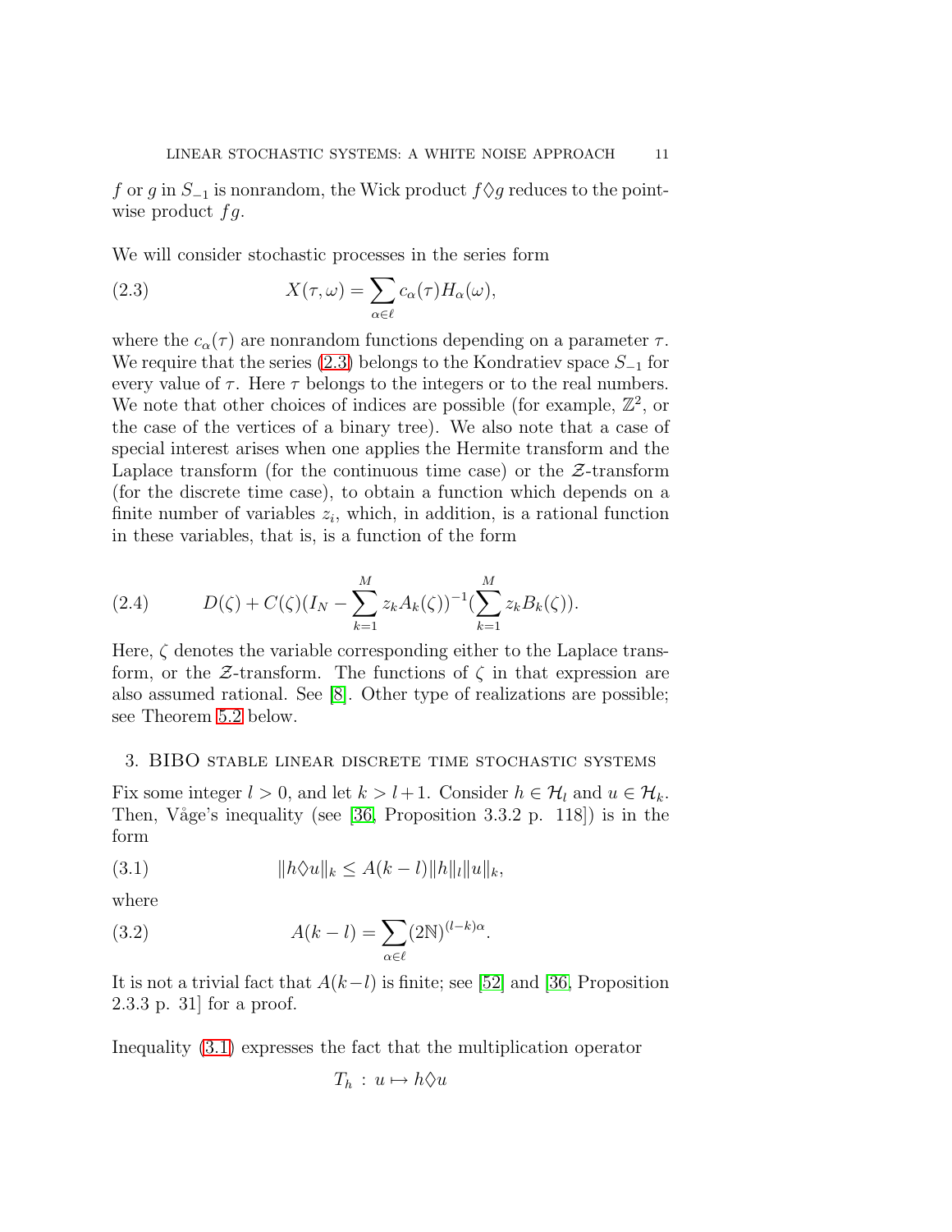$f$ or $g$ in $S_{-1}$ is nonrandom, the Wick product $f \lozenge g$ reduces to the pointwise product $fg$.

We will consider stochastic processes in the series form

$$X(\tau, \omega) = \sum_{\alpha \in \ell} c_\alpha(\tau) H_\alpha(\omega), \tag{2.3}$$

where the $c_\alpha(\tau)$ are nonrandom functions depending on a parameter $\tau$. We require that the series (2.3) belongs to the Kondratiev space $S_{-1}$ for every value of $\tau$. Here $\tau$ belongs to the integers or to the real numbers. We note that other choices of indices are possible (for example, $\mathbb{Z}^2$, or the case of the vertices of a binary tree). We also note that a case of special interest arises when one applies the Hermite transform and the Laplace transform (for the continuous time case) or the $\mathcal{Z}$-transform (for the discrete time case), to obtain a function which depends on a finite number of variables $z_i$, which, in addition, is a rational function in these variables, that is, is a function of the form

$$D(\zeta) + C(\zeta)(I_N - \sum_{k=1}^{M} z_k A_k(\zeta))^{-1}(\sum_{k=1}^{M} z_k B_k(\zeta)). \tag{2.4}$$

Here, $\zeta$ denotes the variable corresponding either to the Laplace transform, or the $\mathcal{Z}$-transform. The functions of $\zeta$ in that expression are also assumed rational. See [8]. Other type of realizations are possible; see Theorem 5.2 below.

## 3. BIBO stable linear discrete time stochastic systems

Fix some integer $l > 0$, and let $k > l + 1$. Consider $h \in \mathcal{H}_l$ and $u \in \mathcal{H}_k$. Then, Våge's inequality (see [36, Proposition 3.3.2 p. 118]) is in the form

$$\|h \lozenge u\|_k \leq A(k-l)\|h\|_l \|u\|_k, \tag{3.1}$$

where

$$A(k-l) = \sum_{\alpha \in \ell} (2\mathbb{N})^{(l-k)\alpha}. \tag{3.2}$$

It is not a trivial fact that $A(k-l)$ is finite; see [52] and [36, Proposition 2.3.3 p. 31] for a proof.

Inequality (3.1) expresses the fact that the multiplication operator

$$T_h : u \mapsto h \lozenge u$$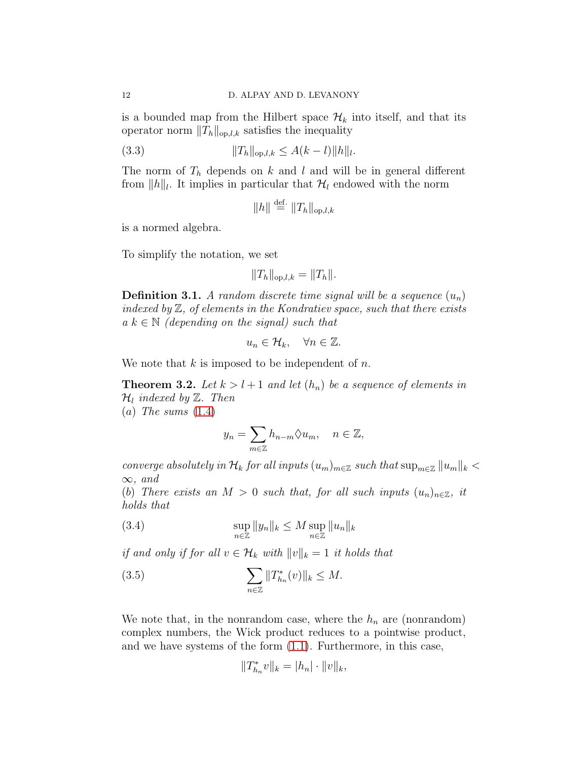is a bounded map from the Hilbert space $\mathcal{H}_k$ into itself, and that its operator norm $\|T_h\|_{\text{op},l,k}$ satisfies the inequality

$$\|T_h\|_{\text{op},l,k} \leq A(k-l)\|h\|_l. \tag{3.3}$$

The norm of $T_h$ depends on $k$ and $l$ and will be in general different from $\|h\|_l$. It implies in particular that $\mathcal{H}_l$ endowed with the norm

$$\|h\| \stackrel{\text{def.}}{=} \|T_h\|_{\text{op},l,k}$$

is a normed algebra.

To simplify the notation, we set

$$\|T_h\|_{\text{op},l,k} = \|T_h\|.$$

**Definition 3.1.** *A random discrete time signal will be a sequence $(u_n)$ indexed by $\mathbb{Z}$, of elements in the Kondratiev space, such that there exists a $k \in \mathbb{N}$ (depending on the signal) such that*

$$u_n \in \mathcal{H}_k, \quad \forall n \in \mathbb{Z}.$$

We note that $k$ is imposed to be independent of $n$.

**Theorem 3.2.** *Let $k > l+1$ and let $(h_n)$ be a sequence of elements in $\mathcal{H}_l$ indexed by $\mathbb{Z}$. Then*
$(a)$ *The sums (1.4)*

$$y_n = \sum_{m\in\mathbb{Z}} h_{n-m} \lozenge u_m, \quad n \in \mathbb{Z},$$

*converge absolutely in $\mathcal{H}_k$ for all inputs $(u_m)_{m\in\mathbb{Z}}$ such that $\sup_{m\in\mathbb{Z}} \|u_m\|_k < \infty$, and*
$(b)$ *There exists an $M > 0$ such that, for all such inputs $(u_n)_{n\in\mathbb{Z}}$, it holds that*

$$\sup_{n\in\mathbb{Z}} \|y_n\|_k \leq M \sup_{n\in\mathbb{Z}} \|u_n\|_k \tag{3.4}$$

*if and only if for all $v \in \mathcal{H}_k$ with $\|v\|_k = 1$ it holds that*

$$\sum_{n\in\mathbb{Z}} \|T^*_{h_n}(v)\|_k \leq M. \tag{3.5}$$

We note that, in the nonrandom case, where the $h_n$ are (nonrandom) complex numbers, the Wick product reduces to a pointwise product, and we have systems of the form (1.1). Furthermore, in this case,

$$\|T^*_{h_n} v\|_k = |h_n| \cdot \|v\|_k,$$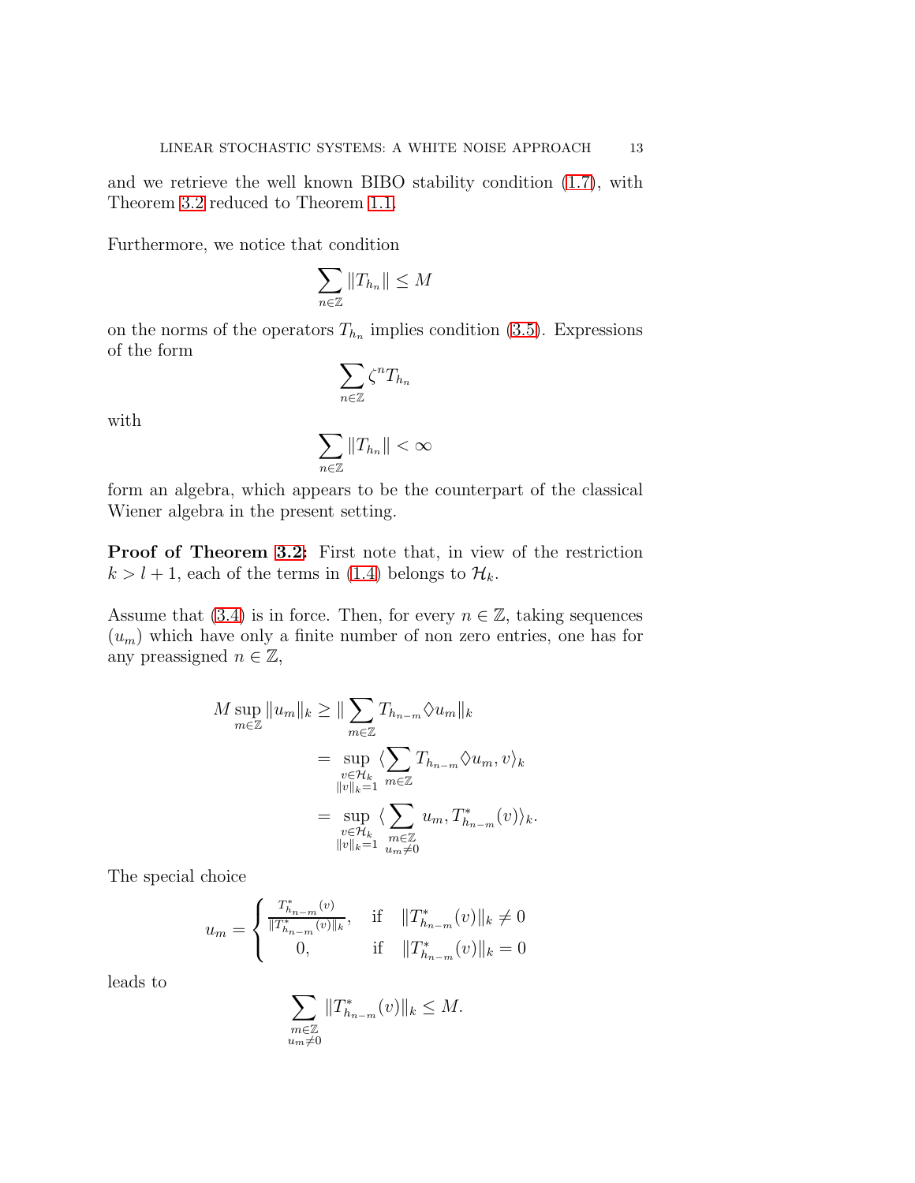and we retrieve the well known BIBO stability condition (1.7), with Theorem 3.2 reduced to Theorem 1.1.

Furthermore, we notice that condition

$$\sum_{n\in\mathbb{Z}} \|T_{h_n}\| \leq M$$

on the norms of the operators $T_{h_n}$ implies condition (3.5). Expressions of the form

$$\sum_{n\in\mathbb{Z}} \zeta^n T_{h_n}$$

with

$$\sum_{n\in\mathbb{Z}} \|T_{h_n}\| < \infty$$

form an algebra, which appears to be the counterpart of the classical Wiener algebra in the present setting.

**Proof of Theorem 3.2:** First note that, in view of the restriction $k > l+1$, each of the terms in (1.4) belongs to $\mathcal{H}_k$.

Assume that (3.4) is in force. Then, for every $n \in \mathbb{Z}$, taking sequences $(u_m)$ which have only a finite number of non zero entries, one has for any preassigned $n \in \mathbb{Z}$,

$$\begin{aligned}
M \sup_{m\in\mathbb{Z}} \|u_m\|_k &\geq \|\sum_{m\in\mathbb{Z}} T_{h_{n-m}} \lozenge u_m\|_k \\
&= \sup_{\substack{v\in\mathcal{H}_k \\ \|v\|_k=1}} \langle \sum_{m\in\mathbb{Z}} T_{h_{n-m}} \lozenge u_m, v\rangle_k \\
&= \sup_{\substack{v\in\mathcal{H}_k \\ \|v\|_k=1}} \langle \sum_{\substack{m\in\mathbb{Z} \\ u_m\neq 0}} u_m, T^*_{h_{n-m}}(v)\rangle_k.
\end{aligned}$$

The special choice

$$u_m = \begin{cases} \frac{T^*_{h_{n-m}}(v)}{\|T^*_{h_{n-m}}(v)\|_k}, & \text{if} \quad \|T^*_{h_{n-m}}(v)\|_k \neq 0 \\ 0, & \text{if} \quad \|T^*_{h_{n-m}}(v)\|_k = 0 \end{cases}$$

leads to

$$\sum_{\substack{m\in\mathbb{Z} \\ u_m\neq 0}} \|T^*_{h_{n-m}}(v)\|_k \leq M.$$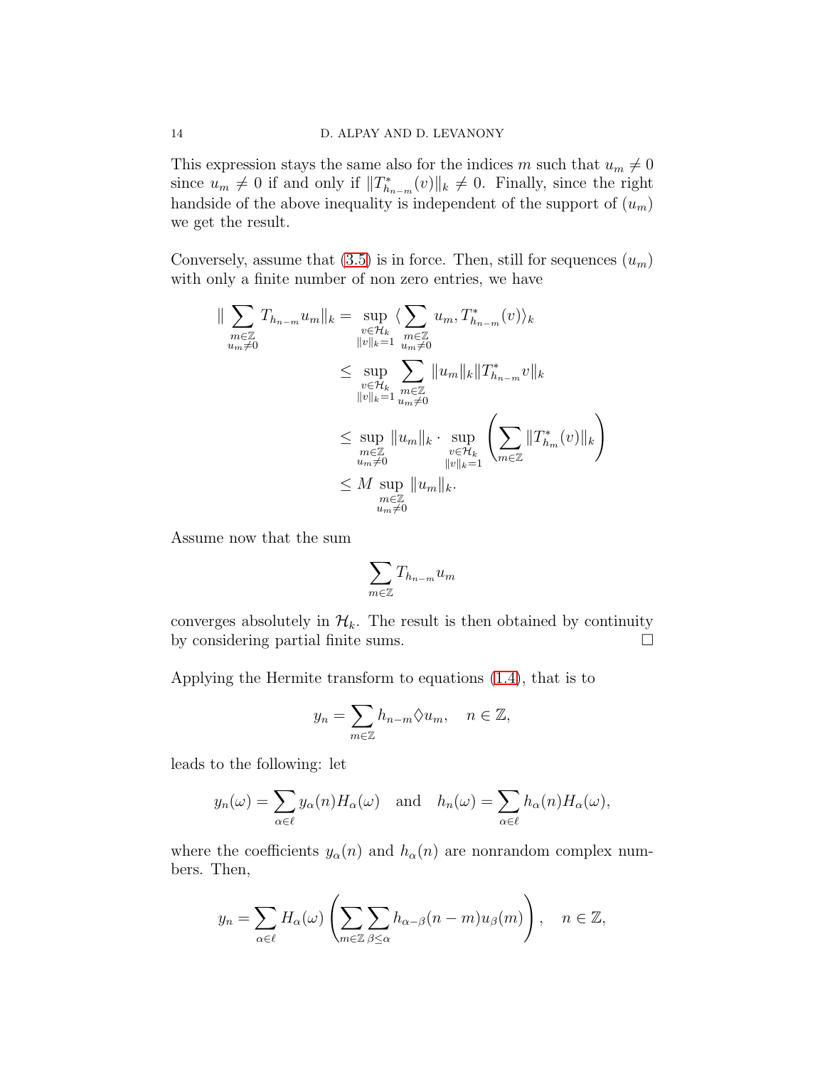This expression stays the same also for the indices $m$ such that $u_m \neq 0$ since $u_m \neq 0$ if and only if $\|T^*_{h_{n-m}}(v)\|_k \neq 0$. Finally, since the right handside of the above inequality is independent of the support of $(u_m)$ we get the result.

Conversely, assume that (3.5) is in force. Then, still for sequences $(u_m)$ with only a finite number of non zero entries, we have

$$
\begin{aligned}
\|\sum_{\substack{m\in\mathbb{Z}\\ u_m\neq 0}} T_{h_{n-m}}u_m\|_k &= \sup_{\substack{v\in\mathcal{H}_k\\ \|v\|_k=1}} \langle \sum_{\substack{m\in\mathbb{Z}\\ u_m\neq 0}} u_m, T^*_{h_{n-m}}(v)\rangle_k \\
&\leq \sup_{\substack{v\in\mathcal{H}_k\\ \|v\|_k=1}} \sum_{\substack{m\in\mathbb{Z}\\ u_m\neq 0}} \|u_m\|_k \|T^*_{h_{n-m}}v\|_k \\
&\leq \sup_{\substack{m\in\mathbb{Z}\\ u_m\neq 0}} \|u_m\|_k \cdot \sup_{\substack{v\in\mathcal{H}_k\\ \|v\|_k=1}} \left(\sum_{m\in\mathbb{Z}} \|T^*_{h_m}(v)\|_k\right) \\
&\leq M \sup_{\substack{m\in\mathbb{Z}\\ u_m\neq 0}} \|u_m\|_k.
\end{aligned}
$$

Assume now that the sum

$$
\sum_{m\in\mathbb{Z}} T_{h_{n-m}}u_m
$$

converges absolutely in $\mathcal{H}_k$. The result is then obtained by continuity by considering partial finite sums. $\square$

Applying the Hermite transform to equations (1.4), that is to

$$
y_n = \sum_{m\in\mathbb{Z}} h_{n-m}\lozenge u_m, \quad n\in\mathbb{Z},
$$

leads to the following: let

$$
y_n(\omega) = \sum_{\alpha\in\ell} y_\alpha(n)H_\alpha(\omega) \quad \text{and} \quad h_n(\omega) = \sum_{\alpha\in\ell} h_\alpha(n)H_\alpha(\omega),
$$

where the coefficients $y_\alpha(n)$ and $h_\alpha(n)$ are nonrandom complex numbers. Then,

$$
y_n = \sum_{\alpha\in\ell} H_\alpha(\omega)\left(\sum_{m\in\mathbb{Z}}\sum_{\beta\leq\alpha} h_{\alpha-\beta}(n-m)u_\beta(m)\right), \quad n\in\mathbb{Z},
$$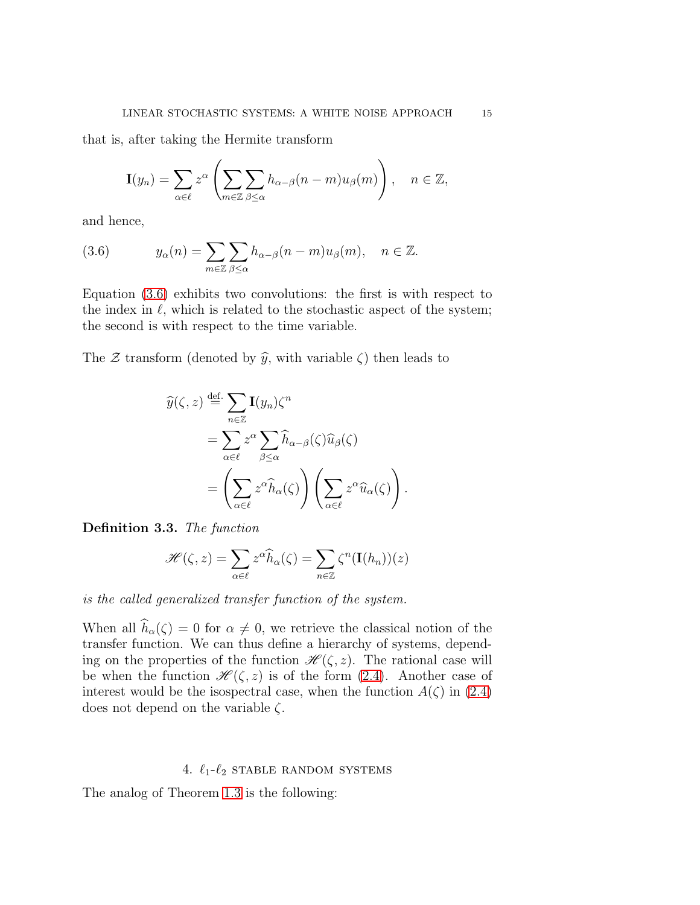that is, after taking the Hermite transform

$$\mathbf{I}(y_n) = \sum_{\alpha \in \ell} z^\alpha \left( \sum_{m \in \mathbb{Z}} \sum_{\beta \leq \alpha} h_{\alpha-\beta}(n-m) u_\beta(m) \right), \quad n \in \mathbb{Z},$$

and hence,

$$y_\alpha(n) = \sum_{m \in \mathbb{Z}} \sum_{\beta \leq \alpha} h_{\alpha-\beta}(n-m) u_\beta(m), \quad n \in \mathbb{Z}. \tag{3.6}$$

Equation (3.6) exhibits two convolutions: the first is with respect to the index in $\ell$, which is related to the stochastic aspect of the system; the second is with respect to the time variable.

The $\mathcal{Z}$ transform (denoted by $\widehat{y}$, with variable $\zeta$) then leads to

$$\begin{aligned}
\widehat{y}(\zeta, z) &\stackrel{\text{def.}}{=} \sum_{n \in \mathbb{Z}} \mathbf{I}(y_n) \zeta^n \\
&= \sum_{\alpha \in \ell} z^\alpha \sum_{\beta \leq \alpha} \widehat{h}_{\alpha-\beta}(\zeta) \widehat{u}_\beta(\zeta) \\
&= \left( \sum_{\alpha \in \ell} z^\alpha \widehat{h}_\alpha(\zeta) \right) \left( \sum_{\alpha \in \ell} z^\alpha \widehat{u}_\alpha(\zeta) \right).
\end{aligned}$$

**Definition 3.3.** *The function*

$$\mathscr{H}(\zeta, z) = \sum_{\alpha \in \ell} z^\alpha \widehat{h}_\alpha(\zeta) = \sum_{n \in \mathbb{Z}} \zeta^n (\mathbf{I}(h_n))(z)$$

*is the called generalized transfer function of the system.*

When all $\widehat{h}_\alpha(\zeta) = 0$ for $\alpha \neq 0$, we retrieve the classical notion of the transfer function. We can thus define a hierarchy of systems, depending on the properties of the function $\mathscr{H}(\zeta, z)$. The rational case will be when the function $\mathscr{H}(\zeta, z)$ is of the form (2.4). Another case of interest would be the isospectral case, when the function $A(\zeta)$ in (2.4) does not depend on the variable $\zeta$.

## 4. $\ell_1$-$\ell_2$ stable random systems

The analog of Theorem 1.3 is the following: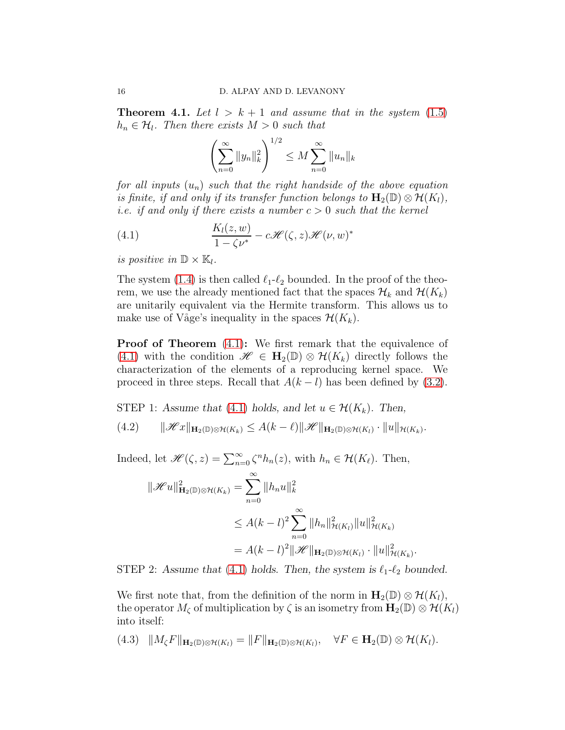**Theorem 4.1.** *Let $l > k+1$ and assume that in the system (1.5) $h_n \in \mathcal{H}_l$. Then there exists $M > 0$ such that*

$$\left(\sum_{n=0}^{\infty} \|y_n\|_k^2\right)^{1/2} \leq M \sum_{n=0}^{\infty} \|u_n\|_k$$

*for all inputs $(u_n)$ such that the right handside of the above equation is finite, if and only if its transfer function belongs to $\mathbf{H}_2(\mathbb{D}) \otimes \mathcal{H}(K_l)$, i.e. if and only if there exists a number $c > 0$ such that the kernel*

$$\frac{K_l(z,w)}{1-\zeta\nu^*} - c\mathscr{H}(\zeta,z)\mathscr{H}(\nu,w)^* \tag{4.1}$$

*is positive in $\mathbb{D} \times \mathbb{K}_l$.*

The system (1.4) is then called $\ell_1$-$\ell_2$ bounded. In the proof of the theorem, we use the already mentioned fact that the spaces $\mathcal{H}_k$ and $\mathcal{H}(K_k)$ are unitarily equivalent via the Hermite transform. This allows us to make use of Våge's inequality in the spaces $\mathcal{H}(K_k)$.

**Proof of Theorem (4.1):** We first remark that the equivalence of (4.1) with the condition $\mathscr{H} \in \mathbf{H}_2(\mathbb{D}) \otimes \mathcal{H}(K_k)$ directly follows the characterization of the elements of a reproducing kernel space. We proceed in three steps. Recall that $A(k-l)$ has been defined by (3.2).

STEP 1: *Assume that (4.1) holds, and let $u \in \mathcal{H}(K_k)$. Then,*

$$\|\mathscr{H}x\|_{\mathbf{H}_2(\mathbb{D})\otimes\mathcal{H}(K_k)} \leq A(k-\ell)\|\mathscr{H}\|_{\mathbf{H}_2(\mathbb{D})\otimes\mathcal{H}(K_l)} \cdot \|u\|_{\mathcal{H}(K_k)}. \tag{4.2}$$

Indeed, let $\mathscr{H}(\zeta,z) = \sum_{n=0}^{\infty} \zeta^n h_n(z)$, with $h_n \in \mathcal{H}(K_\ell)$. Then,

$$\begin{aligned}
\|\mathscr{H}u\|^2_{\mathbf{H}_2(\mathbb{D})\otimes\mathcal{H}(K_k)} &= \sum_{n=0}^{\infty} \|h_n u\|_k^2 \\
&\leq A(k-l)^2 \sum_{n=0}^{\infty} \|h_n\|^2_{\mathcal{H}(K_l)} \|u\|^2_{\mathcal{H}(K_k)} \\
&= A(k-l)^2 \|\mathscr{H}\|_{\mathbf{H}_2(\mathbb{D})\otimes\mathcal{H}(K_l)} \cdot \|u\|^2_{\mathcal{H}(K_k)}.
\end{aligned}$$

STEP 2: *Assume that (4.1) holds. Then, the system is $\ell_1$-$\ell_2$ bounded.*

We first note that, from the definition of the norm in $\mathbf{H}_2(\mathbb{D}) \otimes \mathcal{H}(K_l)$, the operator $M_\zeta$ of multiplication by $\zeta$ is an isometry from $\mathbf{H}_2(\mathbb{D}) \otimes \mathcal{H}(K_l)$ into itself:

$$\|M_\zeta F\|_{\mathbf{H}_2(\mathbb{D})\otimes\mathcal{H}(K_l)} = \|F\|_{\mathbf{H}_2(\mathbb{D})\otimes\mathcal{H}(K_l)}, \quad \forall F \in \mathbf{H}_2(\mathbb{D}) \otimes \mathcal{H}(K_l). \tag{4.3}$$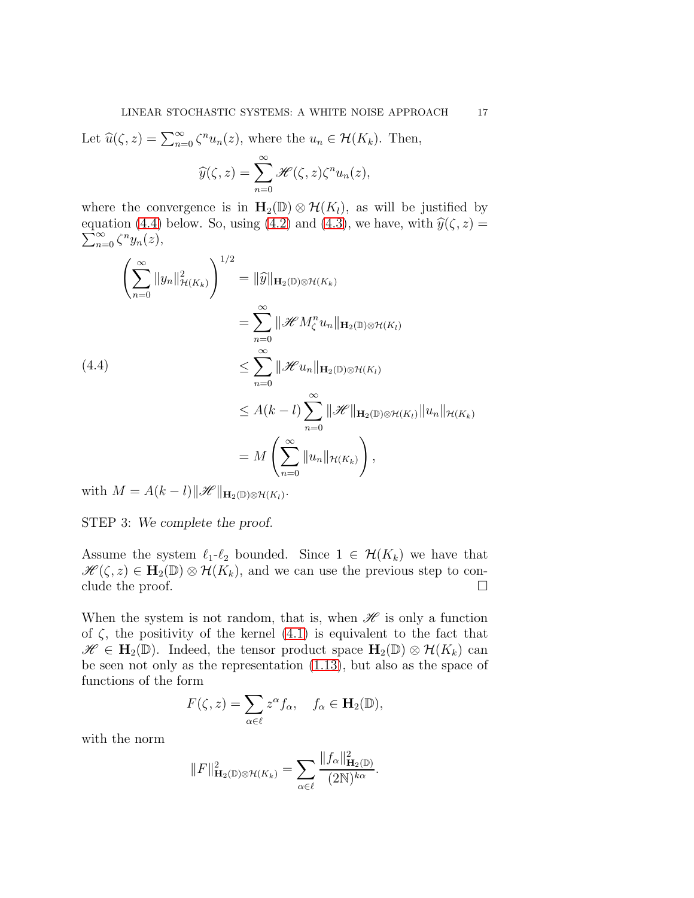Let $\widehat{u}(\zeta,z)=\sum_{n=0}^\infty \zeta^n u_n(z)$, where the $u_n\in\mathcal{H}(K_k)$. Then,

$$
\widehat{y}(\zeta,z)=\sum_{n=0}^\infty \mathscr{H}(\zeta,z)\zeta^n u_n(z),
$$

where the convergence is in $\mathbf{H}_2(\mathbb{D})\otimes\mathcal{H}(K_l)$, as will be justified by equation (4.4) below. So, using (4.2) and (4.3), we have, with $\widehat{y}(\zeta,z)=\sum_{n=0}^\infty \zeta^n y_n(z)$,

$$
\begin{aligned}
\left(\sum_{n=0}^\infty \|y_n\|^2_{\mathcal{H}(K_k)}\right)^{1/2} &= \|\widehat{y}\|_{\mathbf{H}_2(\mathbb{D})\otimes\mathcal{H}(K_k)}\\
&= \sum_{n=0}^\infty \|\mathscr{H}M_\zeta^n u_n\|_{\mathbf{H}_2(\mathbb{D})\otimes\mathcal{H}(K_l)}\\
&\le \sum_{n=0}^\infty \|\mathscr{H}u_n\|_{\mathbf{H}_2(\mathbb{D})\otimes\mathcal{H}(K_l)}\\
&\le A(k-l)\sum_{n=0}^\infty \|\mathscr{H}\|_{\mathbf{H}_2(\mathbb{D})\otimes\mathcal{H}(K_l)}\|u_n\|_{\mathcal{H}(K_k)}\\
&= M\left(\sum_{n=0}^\infty \|u_n\|_{\mathcal{H}(K_k)}\right),
\end{aligned}
\tag{4.4}
$$

with $M=A(k-l)\|\mathscr{H}\|_{\mathbf{H}_2(\mathbb{D})\otimes\mathcal{H}(K_l)}$.

STEP 3: *We complete the proof.*

Assume the system $\ell_1$-$\ell_2$ bounded. Since $1\in\mathcal{H}(K_k)$ we have that $\mathscr{H}(\zeta,z)\in\mathbf{H}_2(\mathbb{D})\otimes\mathcal{H}(K_k)$, and we can use the previous step to conclude the proof. $\square$

When the system is not random, that is, when $\mathscr{H}$ is only a function of $\zeta$, the positivity of the kernel (4.1) is equivalent to the fact that $\mathscr{H}\in\mathbf{H}_2(\mathbb{D})$. Indeed, the tensor product space $\mathbf{H}_2(\mathbb{D})\otimes\mathcal{H}(K_k)$ can be seen not only as the representation (1.13), but also as the space of functions of the form

$$
F(\zeta,z)=\sum_{\alpha\in\ell} z^\alpha f_\alpha,\quad f_\alpha\in\mathbf{H}_2(\mathbb{D}),
$$

with the norm

$$
\|F\|^2_{\mathbf{H}_2(\mathbb{D})\otimes\mathcal{H}(K_k)}=\sum_{\alpha\in\ell}\frac{\|f_\alpha\|^2_{\mathbf{H}_2(\mathbb{D})}}{(2\mathbb{N})^{k\alpha}}.
$$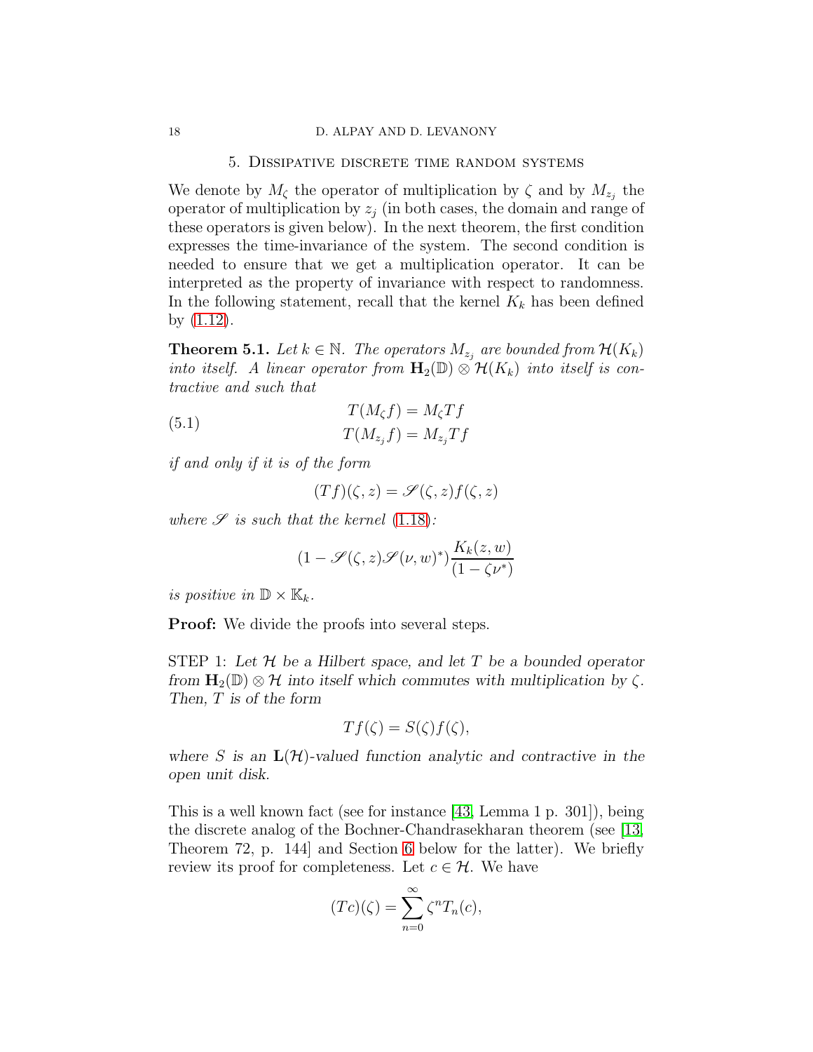## 5. Dissipative discrete time random systems

We denote by $M_\zeta$ the operator of multiplication by $\zeta$ and by $M_{z_j}$ the operator of multiplication by $z_j$ (in both cases, the domain and range of these operators is given below). In the next theorem, the first condition expresses the time-invariance of the system. The second condition is needed to ensure that we get a multiplication operator. It can be interpreted as the property of invariance with respect to randomness. In the following statement, recall that the kernel $K_k$ has been defined by (1.12).

**Theorem 5.1.** *Let $k \in \mathbb{N}$. The operators $M_{z_j}$ are bounded from $\mathcal{H}(K_k)$ into itself. A linear operator from $\mathbf{H}_2(\mathbb{D}) \otimes \mathcal{H}(K_k)$ into itself is contractive and such that*

$$
\begin{aligned}
T(M_\zeta f) &= M_\zeta T f \\
T(M_{z_j} f) &= M_{z_j} T f
\end{aligned}
\tag{5.1}
$$

*if and only if it is of the form*

$$
(Tf)(\zeta, z) = \mathscr{S}(\zeta, z) f(\zeta, z)
$$

*where $\mathscr{S}$ is such that the kernel (1.18):*

$$
(1 - \mathscr{S}(\zeta, z)\mathscr{S}(\nu, w)^*)\frac{K_k(z, w)}{(1 - \zeta\nu^*)}
$$

*is positive in $\mathbb{D} \times \mathbb{K}_k$.*

**Proof:** We divide the proofs into several steps.

STEP 1: *Let $\mathcal{H}$ be a Hilbert space, and let $T$ be a bounded operator from $\mathbf{H}_2(\mathbb{D}) \otimes \mathcal{H}$ into itself which commutes with multiplication by $\zeta$. Then, $T$ is of the form*

$$
Tf(\zeta) = S(\zeta) f(\zeta),
$$

*where $S$ is an $\mathbf{L}(\mathcal{H})$-valued function analytic and contractive in the open unit disk.*

This is a well known fact (see for instance [43, Lemma 1 p. 301]), being the discrete analog of the Bochner-Chandrasekharan theorem (see [13, Theorem 72, p. 144] and Section 6 below for the latter). We briefly review its proof for completeness. Let $c \in \mathcal{H}$. We have

$$
(Tc)(\zeta) = \sum_{n=0}^{\infty} \zeta^n T_n(c),
$$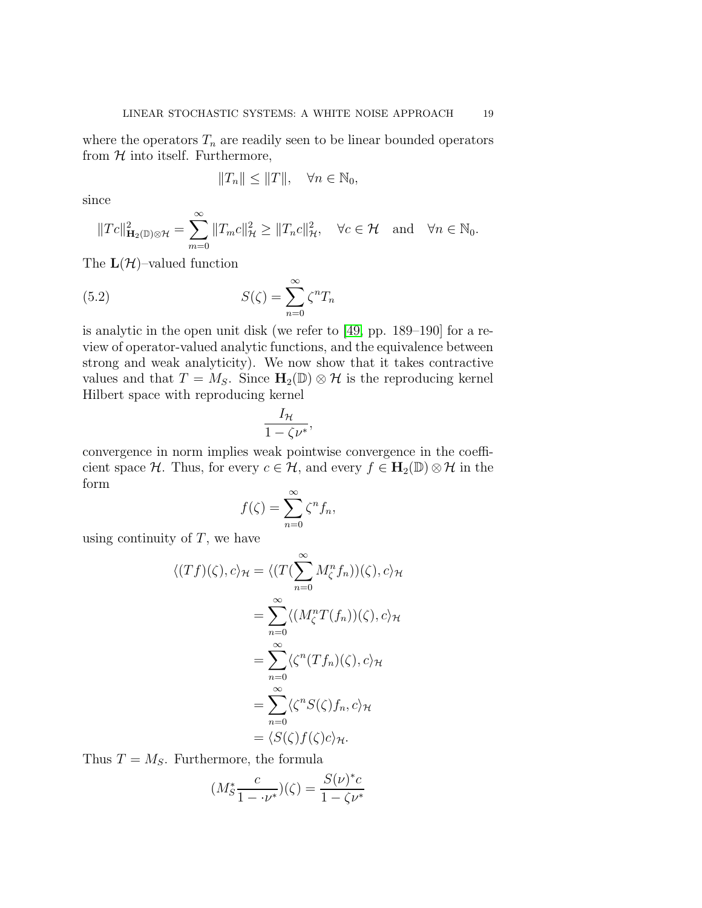where the operators $T_n$ are readily seen to be linear bounded operators from $\mathcal{H}$ into itself. Furthermore,

$$\|T_n\| \leq \|T\|, \quad \forall n \in \mathbb{N}_0,$$

since

$$\|Tc\|^2_{\mathbf{H}_2(\mathbb{D})\otimes\mathcal{H}} = \sum_{m=0}^{\infty} \|T_m c\|^2_{\mathcal{H}} \geq \|T_n c\|^2_{\mathcal{H}}, \quad \forall c \in \mathcal{H} \quad \text{and} \quad \forall n \in \mathbb{N}_0.$$

The $\mathbf{L}(\mathcal{H})$–valued function

$$S(\zeta) = \sum_{n=0}^{\infty} \zeta^n T_n \tag{5.2}$$

is analytic in the open unit disk (we refer to [49, pp. 189–190] for a review of operator-valued analytic functions, and the equivalence between strong and weak analyticity). We now show that it takes contractive values and that $T = M_S$. Since $\mathbf{H}_2(\mathbb{D}) \otimes \mathcal{H}$ is the reproducing kernel Hilbert space with reproducing kernel

$$\frac{I_{\mathcal{H}}}{1 - \zeta\nu^*},$$

convergence in norm implies weak pointwise convergence in the coefficient space $\mathcal{H}$. Thus, for every $c \in \mathcal{H}$, and every $f \in \mathbf{H}_2(\mathbb{D}) \otimes \mathcal{H}$ in the form

$$f(\zeta) = \sum_{n=0}^{\infty} \zeta^n f_n,$$

using continuity of $T$, we have

$$\begin{aligned}
\langle (Tf)(\zeta), c\rangle_{\mathcal{H}} &= \langle (T(\sum_{n=0}^{\infty} M_\zeta^n f_n))(\zeta), c\rangle_{\mathcal{H}} \\
&= \sum_{n=0}^{\infty} \langle (M_\zeta^n T(f_n))(\zeta), c\rangle_{\mathcal{H}} \\
&= \sum_{n=0}^{\infty} \langle \zeta^n (Tf_n)(\zeta), c\rangle_{\mathcal{H}} \\
&= \sum_{n=0}^{\infty} \langle \zeta^n S(\zeta) f_n, c\rangle_{\mathcal{H}} \\
&= \langle S(\zeta) f(\zeta) c\rangle_{\mathcal{H}}.
\end{aligned}$$

Thus $T = M_S$. Furthermore, the formula

$$(M_S^* \frac{c}{1 - \cdot\nu^*})(\zeta) = \frac{S(\nu)^* c}{1 - \zeta\nu^*}$$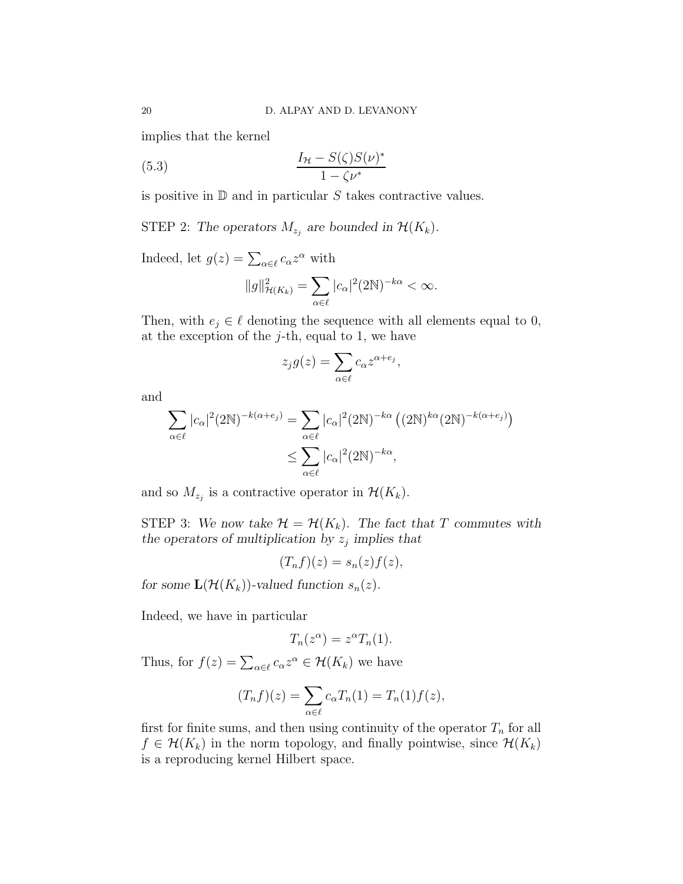implies that the kernel

$$\frac{I_{\mathcal{H}} - S(\zeta)S(\nu)^*}{1 - \zeta\nu^*} \tag{5.3}$$

is positive in $\mathbb{D}$ and in particular $S$ takes contractive values.

STEP 2: *The operators $M_{z_j}$ are bounded in $\mathcal{H}(K_k)$.*

Indeed, let $g(z) = \sum_{\alpha\in\ell} c_\alpha z^\alpha$ with

$$\|g\|^2_{\mathcal{H}(K_k)} = \sum_{\alpha\in\ell} |c_\alpha|^2 (2\mathbb{N})^{-k\alpha} < \infty.$$

Then, with $e_j \in \ell$ denoting the sequence with all elements equal to 0, at the exception of the $j$-th, equal to 1, we have

$$z_j g(z) = \sum_{\alpha\in\ell} c_\alpha z^{\alpha+e_j},$$

and

$$\begin{aligned}
\sum_{\alpha\in\ell} |c_\alpha|^2 (2\mathbb{N})^{-k(\alpha+e_j)} &= \sum_{\alpha\in\ell} |c_\alpha|^2 (2\mathbb{N})^{-k\alpha} \left((2\mathbb{N})^{k\alpha}(2\mathbb{N})^{-k(\alpha+e_j)}\right) \\
&\leq \sum_{\alpha\in\ell} |c_\alpha|^2 (2\mathbb{N})^{-k\alpha},
\end{aligned}$$

and so $M_{z_j}$ is a contractive operator in $\mathcal{H}(K_k)$.

STEP 3: *We now take $\mathcal{H} = \mathcal{H}(K_k)$. The fact that $T$ commutes with the operators of multiplication by $z_j$ implies that*

$$(T_n f)(z) = s_n(z) f(z),$$

*for some $\mathbf{L}(\mathcal{H}(K_k))$-valued function $s_n(z)$.*

Indeed, we have in particular

$$T_n(z^\alpha) = z^\alpha T_n(1).$$

Thus, for $f(z) = \sum_{\alpha\in\ell} c_\alpha z^\alpha \in \mathcal{H}(K_k)$ we have

$$(T_n f)(z) = \sum_{\alpha\in\ell} c_\alpha T_n(1) = T_n(1) f(z),$$

first for finite sums, and then using continuity of the operator $T_n$ for all $f \in \mathcal{H}(K_k)$ in the norm topology, and finally pointwise, since $\mathcal{H}(K_k)$ is a reproducing kernel Hilbert space.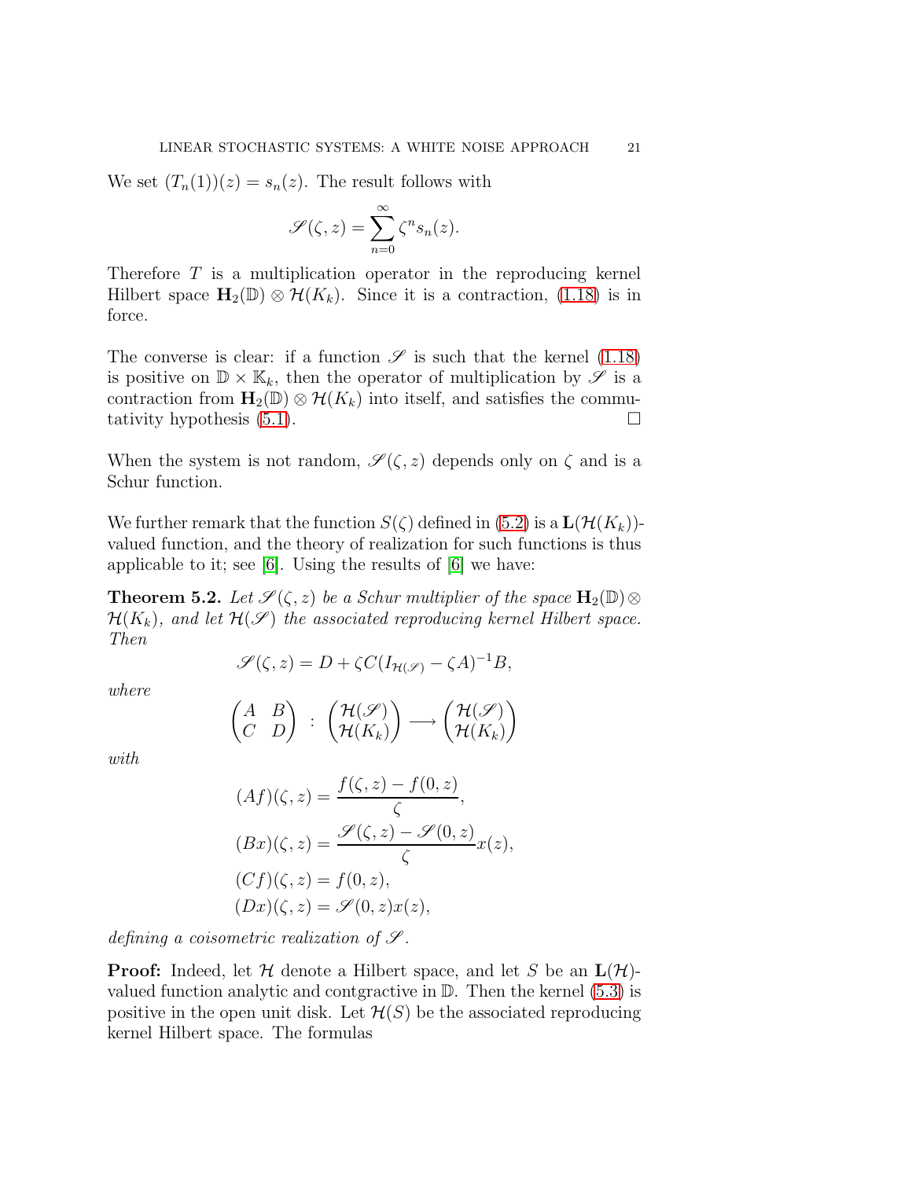We set $(T_n(1))(z) = s_n(z)$. The result follows with

$$\mathscr{S}(\zeta, z) = \sum_{n=0}^{\infty} \zeta^n s_n(z).$$

Therefore $T$ is a multiplication operator in the reproducing kernel Hilbert space $\mathbf{H}_2(\mathbb{D}) \otimes \mathcal{H}(K_k)$. Since it is a contraction, (1.18) is in force.

The converse is clear: if a function $\mathscr{S}$ is such that the kernel (1.18) is positive on $\mathbb{D} \times \mathbb{K}_k$, then the operator of multiplication by $\mathscr{S}$ is a contraction from $\mathbf{H}_2(\mathbb{D}) \otimes \mathcal{H}(K_k)$ into itself, and satisfies the commutativity hypothesis (5.1). $\square$

When the system is not random, $\mathscr{S}(\zeta, z)$ depends only on $\zeta$ and is a Schur function.

We further remark that the function $S(\zeta)$ defined in (5.2) is a $\mathbf{L}(\mathcal{H}(K_k))$-valued function, and the theory of realization for such functions is thus applicable to it; see [6]. Using the results of [6] we have:

**Theorem 5.2.** *Let $\mathscr{S}(\zeta, z)$ be a Schur multiplier of the space $\mathbf{H}_2(\mathbb{D}) \otimes \mathcal{H}(K_k)$, and let $\mathcal{H}(\mathscr{S})$ the associated reproducing kernel Hilbert space. Then*

$$\mathscr{S}(\zeta, z) = D + \zeta C(I_{\mathcal{H}(\mathscr{S})} - \zeta A)^{-1} B,$$

*where*

$$\begin{pmatrix} A & B \\ C & D \end{pmatrix} : \begin{pmatrix} \mathcal{H}(\mathscr{S}) \\ \mathcal{H}(K_k) \end{pmatrix} \longrightarrow \begin{pmatrix} \mathcal{H}(\mathscr{S}) \\ \mathcal{H}(K_k) \end{pmatrix}$$

*with*

$$\begin{aligned}
(Af)(\zeta, z) &= \frac{f(\zeta, z) - f(0, z)}{\zeta}, \\
(Bx)(\zeta, z) &= \frac{\mathscr{S}(\zeta, z) - \mathscr{S}(0, z)}{\zeta} x(z), \\
(Cf)(\zeta, z) &= f(0, z), \\
(Dx)(\zeta, z) &= \mathscr{S}(0, z) x(z),
\end{aligned}$$

*defining a coisometric realization of $\mathscr{S}$.*

**Proof:** Indeed, let $\mathcal{H}$ denote a Hilbert space, and let $S$ be an $\mathbf{L}(\mathcal{H})$-valued function analytic and contgractive in $\mathbb{D}$. Then the kernel (5.3) is positive in the open unit disk. Let $\mathcal{H}(S)$ be the associated reproducing kernel Hilbert space. The formulas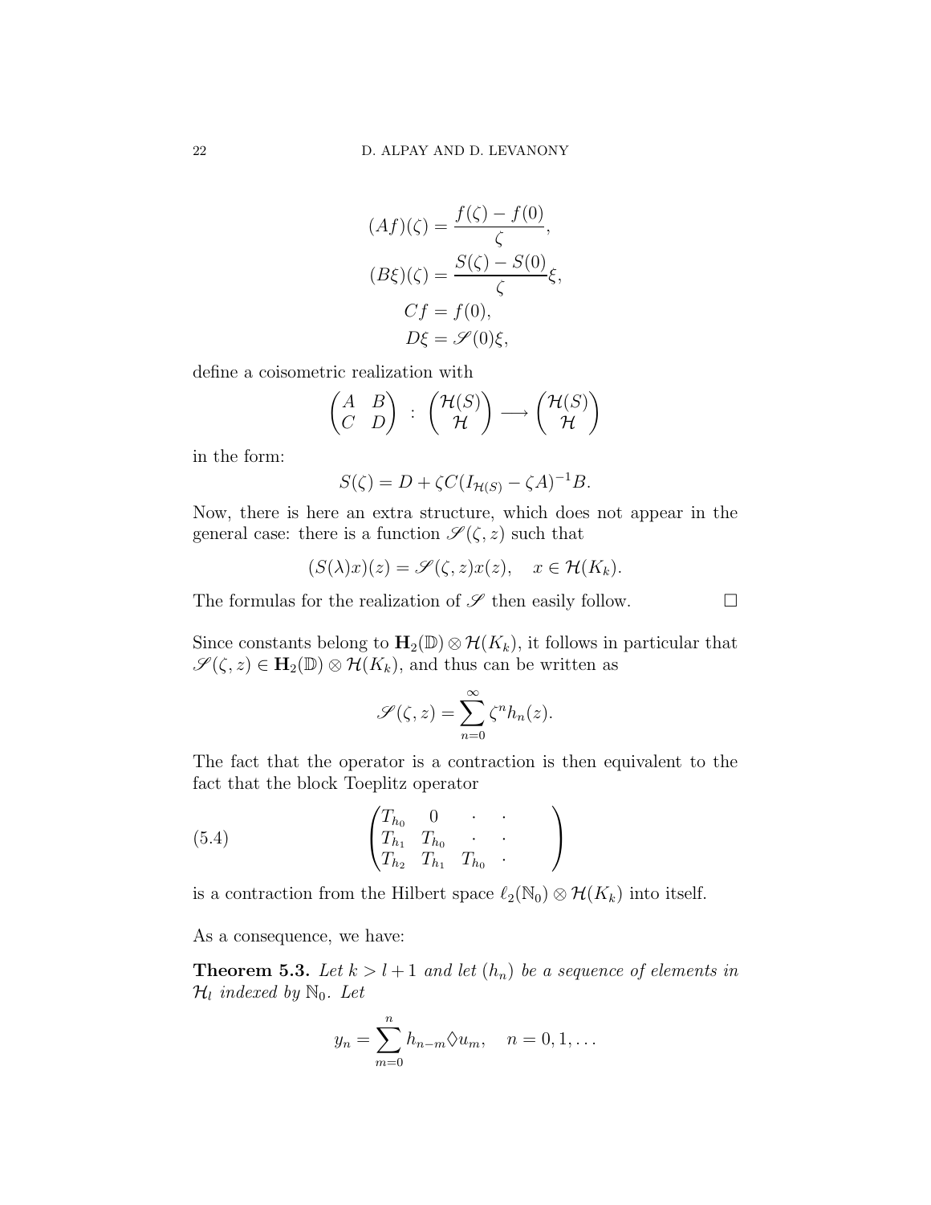$$
\begin{aligned}
(Af)(\zeta) &= \frac{f(\zeta) - f(0)}{\zeta}, \\
(B\xi)(\zeta) &= \frac{S(\zeta) - S(0)}{\zeta}\xi, \\
Cf &= f(0), \\
D\xi &= \mathscr{S}(0)\xi,
\end{aligned}
$$

define a coisometric realization with

$$
\begin{pmatrix} A & B \\ C & D \end{pmatrix} \; : \; \begin{pmatrix} \mathcal{H}(S) \\ \mathcal{H} \end{pmatrix} \longrightarrow \begin{pmatrix} \mathcal{H}(S) \\ \mathcal{H} \end{pmatrix}
$$

in the form:

$$
S(\zeta) = D + \zeta C(I_{\mathcal{H}(S)} - \zeta A)^{-1}B.
$$

Now, there is here an extra structure, which does not appear in the general case: there is a function $\mathscr{S}(\zeta, z)$ such that

$$
(S(\lambda)x)(z) = \mathscr{S}(\zeta, z)x(z), \quad x \in \mathcal{H}(K_k).
$$

The formulas for the realization of $\mathscr{S}$ then easily follow. $\square$

Since constants belong to $\mathbf{H}_2(\mathbb{D}) \otimes \mathcal{H}(K_k)$, it follows in particular that $\mathscr{S}(\zeta, z) \in \mathbf{H}_2(\mathbb{D}) \otimes \mathcal{H}(K_k)$, and thus can be written as

$$
\mathscr{S}(\zeta, z) = \sum_{n=0}^{\infty} \zeta^n h_n(z).
$$

The fact that the operator is a contraction is then equivalent to the fact that the block Toeplitz operator

$$
\begin{pmatrix}
T_{h_0} & 0 & \cdot & \cdot & \\
T_{h_1} & T_{h_0} & \cdot & \cdot & \\
T_{h_2} & T_{h_1} & T_{h_0} & \cdot &
\end{pmatrix}
\tag{5.4}
$$

is a contraction from the Hilbert space $\ell_2(\mathbb{N}_0) \otimes \mathcal{H}(K_k)$ into itself.

As a consequence, we have:

**Theorem 5.3.** *Let $k > l + 1$ and let $(h_n)$ be a sequence of elements in $\mathcal{H}_l$ indexed by $\mathbb{N}_0$. Let*

$$
y_n = \sum_{m=0}^{n} h_{n-m} \lozenge u_m, \quad n = 0, 1, \ldots
$$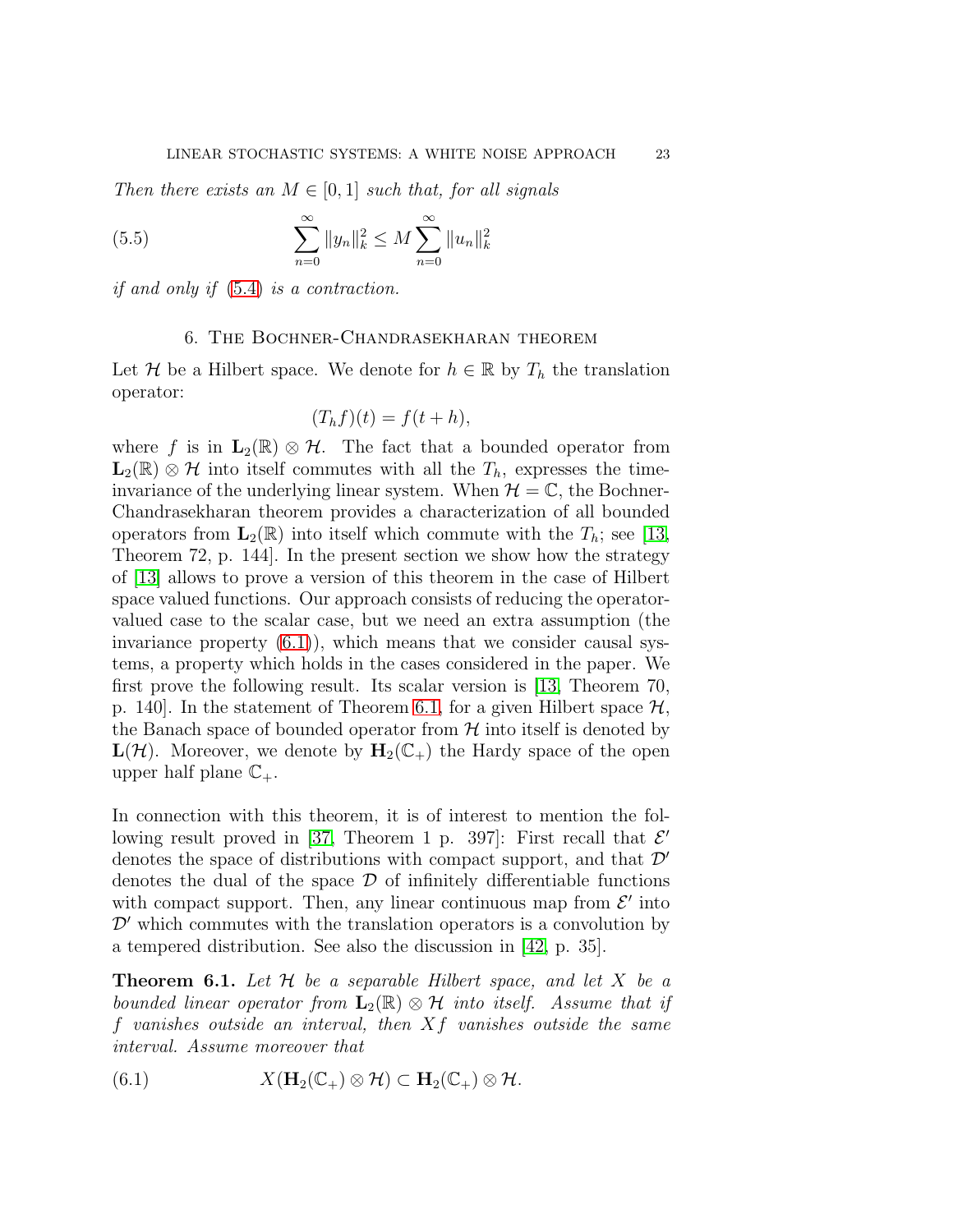*Then there exists an $M \in [0,1]$ such that, for all signals*

$$\sum_{n=0}^{\infty} \|y_n\|_k^2 \le M \sum_{n=0}^{\infty} \|u_n\|_k^2 \tag{5.5}$$

*if and only if* (5.4) *is a contraction.*

## 6. The Bochner-Chandrasekharan theorem

Let $\mathcal{H}$ be a Hilbert space. We denote for $h \in \mathbb{R}$ by $T_h$ the translation operator:

$$(T_h f)(t) = f(t+h),$$

where $f$ is in $\mathbf{L}_2(\mathbb{R}) \otimes \mathcal{H}$. The fact that a bounded operator from $\mathbf{L}_2(\mathbb{R}) \otimes \mathcal{H}$ into itself commutes with all the $T_h$, expresses the time-invariance of the underlying linear system. When $\mathcal{H} = \mathbb{C}$, the Bochner-Chandrasekharan theorem provides a characterization of all bounded operators from $\mathbf{L}_2(\mathbb{R})$ into itself which commute with the $T_h$; see [13, Theorem 72, p. 144]. In the present section we show how the strategy of [13] allows to prove a version of this theorem in the case of Hilbert space valued functions. Our approach consists of reducing the operator-valued case to the scalar case, but we need an extra assumption (the invariance property (6.1)), which means that we consider causal systems, a property which holds in the cases considered in the paper. We first prove the following result. Its scalar version is [13, Theorem 70, p. 140]. In the statement of Theorem 6.1, for a given Hilbert space $\mathcal{H}$, the Banach space of bounded operator from $\mathcal{H}$ into itself is denoted by $\mathbf{L}(\mathcal{H})$. Moreover, we denote by $\mathbf{H}_2(\mathbb{C}_+)$ the Hardy space of the open upper half plane $\mathbb{C}_+$.

In connection with this theorem, it is of interest to mention the following result proved in [37, Theorem 1 p. 397]: First recall that $\mathcal{E}'$ denotes the space of distributions with compact support, and that $\mathcal{D}'$ denotes the dual of the space $\mathcal{D}$ of infinitely differentiable functions with compact support. Then, any linear continuous map from $\mathcal{E}'$ into $\mathcal{D}'$ which commutes with the translation operators is a convolution by a tempered distribution. See also the discussion in [42, p. 35].

**Theorem 6.1.** *Let $\mathcal{H}$ be a separable Hilbert space, and let $X$ be a bounded linear operator from $\mathbf{L}_2(\mathbb{R}) \otimes \mathcal{H}$ into itself. Assume that if $f$ vanishes outside an interval, then $Xf$ vanishes outside the same interval. Assume moreover that*

$$X(\mathbf{H}_2(\mathbb{C}_+) \otimes \mathcal{H}) \subset \mathbf{H}_2(\mathbb{C}_+) \otimes \mathcal{H}. \tag{6.1}$$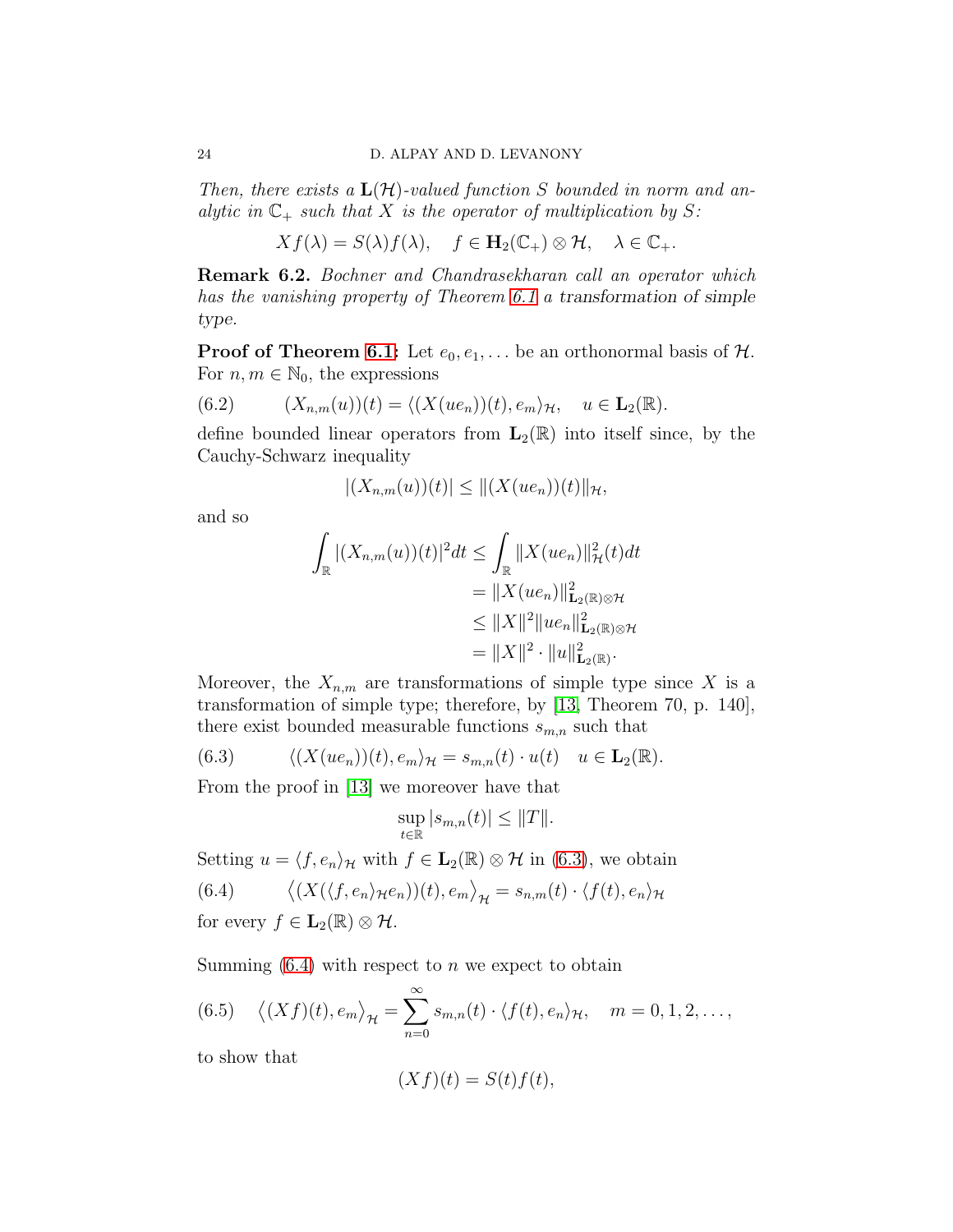*Then, there exists a* $\mathbf{L}(\mathcal{H})$*-valued function* $S$ *bounded in norm and analytic in* $\mathbb{C}_+$ *such that* $X$ *is the operator of multiplication by* $S$*:*

$$Xf(\lambda) = S(\lambda)f(\lambda), \quad f \in \mathbf{H}_2(\mathbb{C}_+) \otimes \mathcal{H}, \quad \lambda \in \mathbb{C}_+.$$

**Remark 6.2.** *Bochner and Chandrasekharan call an operator which has the vanishing property of Theorem 6.1 a transformation of simple type.*

**Proof of Theorem 6.1:** Let $e_0, e_1, \ldots$ be an orthonormal basis of $\mathcal{H}$. For $n, m \in \mathbb{N}_0$, the expressions

$$(X_{n,m}(u))(t) = \langle (X(ue_n))(t), e_m \rangle_{\mathcal{H}}, \quad u \in \mathbf{L}_2(\mathbb{R}). \tag{6.2}$$

define bounded linear operators from $\mathbf{L}_2(\mathbb{R})$ into itself since, by the Cauchy-Schwarz inequality

$$|(X_{n,m}(u))(t)| \leq \|(X(ue_n))(t)\|_{\mathcal{H}},$$

and so

$$\begin{aligned}
\int_{\mathbb{R}} |(X_{n,m}(u))(t)|^2 dt &\leq \int_{\mathbb{R}} \|X(ue_n)\|^2_{\mathcal{H}}(t) dt \\
&= \|X(ue_n)\|^2_{\mathbf{L}_2(\mathbb{R})\otimes\mathcal{H}} \\
&\leq \|X\|^2 \|ue_n\|^2_{\mathbf{L}_2(\mathbb{R})\otimes\mathcal{H}} \\
&= \|X\|^2 \cdot \|u\|^2_{\mathbf{L}_2(\mathbb{R})}.
\end{aligned}$$

Moreover, the $X_{n,m}$ are transformations of simple type since $X$ is a transformation of simple type; therefore, by [13, Theorem 70, p. 140], there exist bounded measurable functions $s_{m,n}$ such that

$$\langle (X(ue_n))(t), e_m \rangle_{\mathcal{H}} = s_{m,n}(t) \cdot u(t) \quad u \in \mathbf{L}_2(\mathbb{R}). \tag{6.3}$$

From the proof in [13] we moreover have that

$$\sup_{t\in\mathbb{R}} |s_{m,n}(t)| \leq \|T\|.$$

Setting $u = \langle f, e_n \rangle_{\mathcal{H}}$ with $f \in \mathbf{L}_2(\mathbb{R}) \otimes \mathcal{H}$ in (6.3), we obtain

$$\left\langle (X(\langle f, e_n \rangle_{\mathcal{H}} e_n))(t), e_m \right\rangle_{\mathcal{H}} = s_{n,m}(t) \cdot \langle f(t), e_n \rangle_{\mathcal{H}} \tag{6.4}$$

for every $f \in \mathbf{L}_2(\mathbb{R}) \otimes \mathcal{H}$.

Summing (6.4) with respect to $n$ we expect to obtain

$$\left\langle (Xf)(t), e_m \right\rangle_{\mathcal{H}} = \sum_{n=0}^{\infty} s_{m,n}(t) \cdot \langle f(t), e_n \rangle_{\mathcal{H}}, \quad m = 0, 1, 2, \ldots, \tag{6.5}$$

to show that

$$(Xf)(t) = S(t)f(t),$$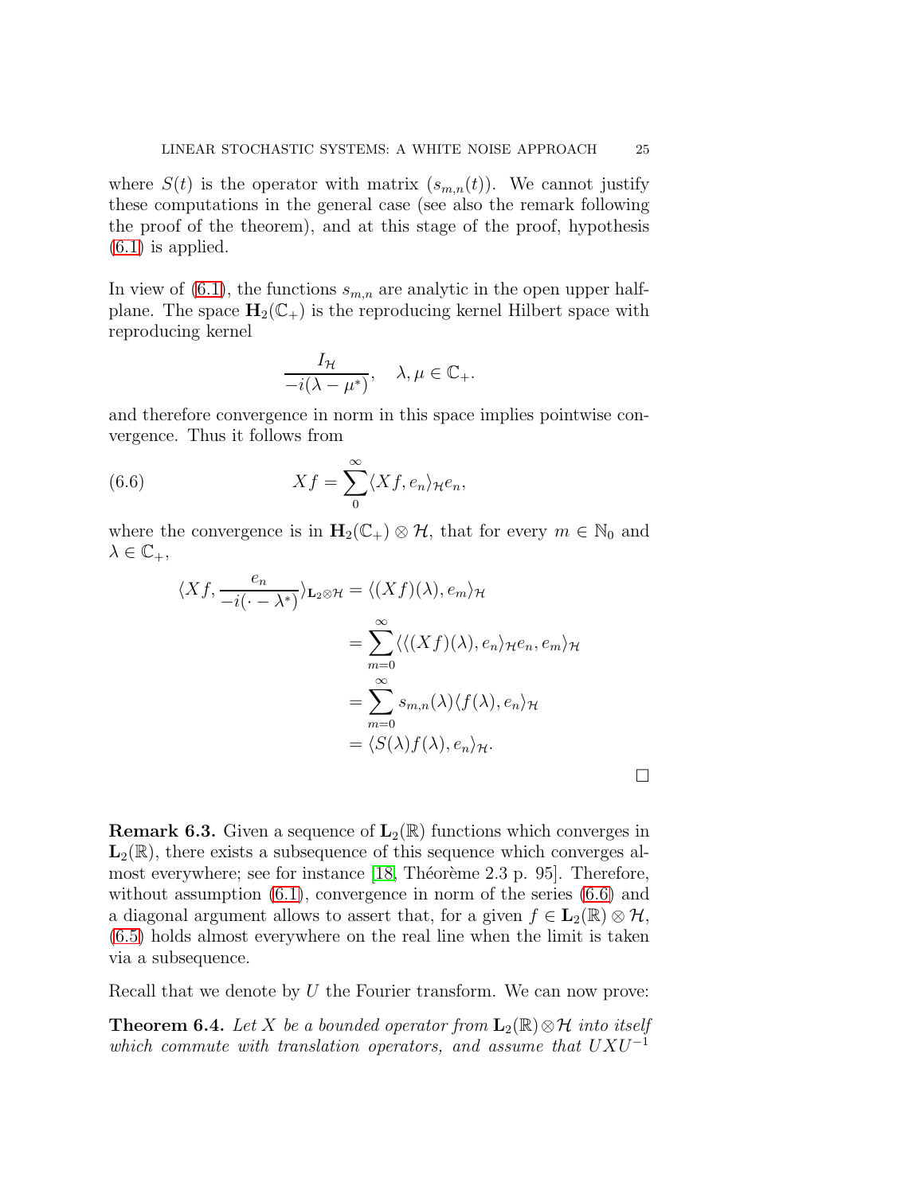where $S(t)$ is the operator with matrix $(s_{m,n}(t))$. We cannot justify these computations in the general case (see also the remark following the proof of the theorem), and at this stage of the proof, hypothesis (6.1) is applied.

In view of (6.1), the functions $s_{m,n}$ are analytic in the open upper half-plane. The space $\mathbf{H}_2(\mathbb{C}_+)$ is the reproducing kernel Hilbert space with reproducing kernel

$$\frac{I_{\mathcal{H}}}{-i(\lambda - \mu^*)}, \quad \lambda, \mu \in \mathbb{C}_+.$$

and therefore convergence in norm in this space implies pointwise convergence. Thus it follows from

$$Xf = \sum_{0}^{\infty} \langle Xf, e_n \rangle_{\mathcal{H}} e_n, \tag{6.6}$$

where the convergence is in $\mathbf{H}_2(\mathbb{C}_+) \otimes \mathcal{H}$, that for every $m \in \mathbb{N}_0$ and $\lambda \in \mathbb{C}_+$,

$$\begin{aligned}
\langle Xf, \frac{e_n}{-i(\cdot - \lambda^*)} \rangle_{\mathbf{L}_2 \otimes \mathcal{H}} &= \langle (Xf)(\lambda), e_m \rangle_{\mathcal{H}} \\
&= \sum_{m=0}^{\infty} \langle \langle (Xf)(\lambda), e_n \rangle_{\mathcal{H}} e_n, e_m \rangle_{\mathcal{H}} \\
&= \sum_{m=0}^{\infty} s_{m,n}(\lambda) \langle f(\lambda), e_n \rangle_{\mathcal{H}} \\
&= \langle S(\lambda) f(\lambda), e_n \rangle_{\mathcal{H}}.
\end{aligned}$$

□

**Remark 6.3.** Given a sequence of $\mathbf{L}_2(\mathbb{R})$ functions which converges in $\mathbf{L}_2(\mathbb{R})$, there exists a subsequence of this sequence which converges almost everywhere; see for instance [18, Théorème 2.3 p. 95]. Therefore, without assumption (6.1), convergence in norm of the series (6.6) and a diagonal argument allows to assert that, for a given $f \in \mathbf{L}_2(\mathbb{R}) \otimes \mathcal{H}$, (6.5) holds almost everywhere on the real line when the limit is taken via a subsequence.

Recall that we denote by $U$ the Fourier transform. We can now prove:

**Theorem 6.4.** *Let $X$ be a bounded operator from $\mathbf{L}_2(\mathbb{R}) \otimes \mathcal{H}$ into itself which commute with translation operators, and assume that $UXU^{-1}$*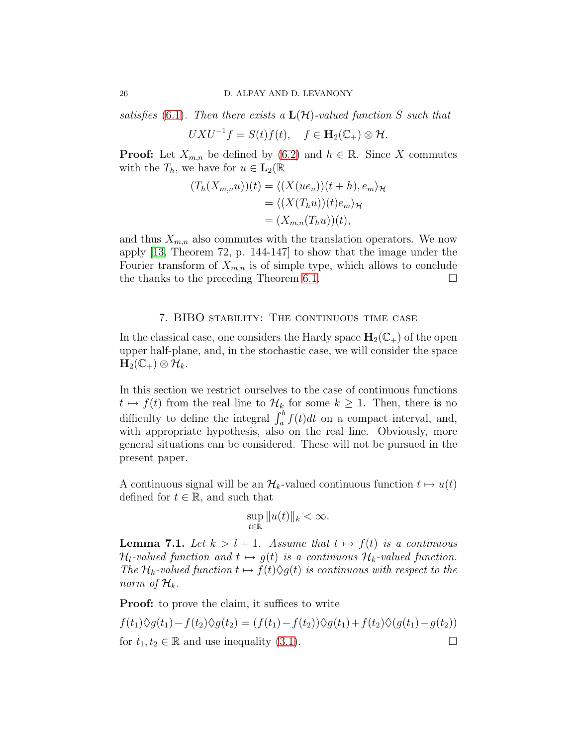*satisfies* (6.1). *Then there exists a* $\mathbf{L}(\mathcal{H})$*-valued function* $S$ *such that*

$$UXU^{-1}f = S(t)f(t), \quad f \in \mathbf{H}_2(\mathbb{C}_+) \otimes \mathcal{H}.$$

**Proof:** Let $X_{m,n}$ be defined by (6.2) and $h \in \mathbb{R}$. Since $X$ commutes with the $T_h$, we have for $u \in \mathbf{L}_2(\mathbb{R}$

$$\begin{aligned}
(T_h(X_{m,n}u))(t) &= \langle (X(ue_n))(t+h), e_m \rangle_{\mathcal{H}} \\
&= \langle (X(T_h u))(t)e_m \rangle_{\mathcal{H}} \\
&= (X_{m,n}(T_h u))(t),
\end{aligned}$$

and thus $X_{m,n}$ also commutes with the translation operators. We now apply [13, Theorem 72, p. 144-147] to show that the image under the Fourier transform of $X_{m,n}$ is of simple type, which allows to conclude the thanks to the preceding Theorem 6.1. $\square$

## 7. BIBO stability: The continuous time case

In the classical case, one considers the Hardy space $\mathbf{H}_2(\mathbb{C}_+)$ of the open upper half-plane, and, in the stochastic case, we will consider the space $\mathbf{H}_2(\mathbb{C}_+) \otimes \mathcal{H}_k$.

In this section we restrict ourselves to the case of continuous functions $t \mapsto f(t)$ from the real line to $\mathcal{H}_k$ for some $k \geq 1$. Then, there is no difficulty to define the integral $\int_a^b f(t)dt$ on a compact interval, and, with appropriate hypothesis, also on the real line. Obviously, more general situations can be considered. These will not be pursued in the present paper.

A continuous signal will be an $\mathcal{H}_k$-valued continuous function $t \mapsto u(t)$ defined for $t \in \mathbb{R}$, and such that

$$\sup_{t \in \mathbb{R}} \|u(t)\|_k < \infty.$$

**Lemma 7.1.** *Let* $k > l + 1$. *Assume that* $t \mapsto f(t)$ *is a continuous* $\mathcal{H}_l$*-valued function and* $t \mapsto g(t)$ *is a continuous* $\mathcal{H}_k$*-valued function. The* $\mathcal{H}_k$*-valued function* $t \mapsto f(t) \lozenge g(t)$ *is continuous with respect to the norm of* $\mathcal{H}_k$.

**Proof:** to prove the claim, it suffices to write

$$f(t_1) \lozenge g(t_1) - f(t_2) \lozenge g(t_2) = (f(t_1) - f(t_2)) \lozenge g(t_1) + f(t_2) \lozenge (g(t_1) - g(t_2))$$

for $t_1, t_2 \in \mathbb{R}$ and use inequality (3.1). $\square$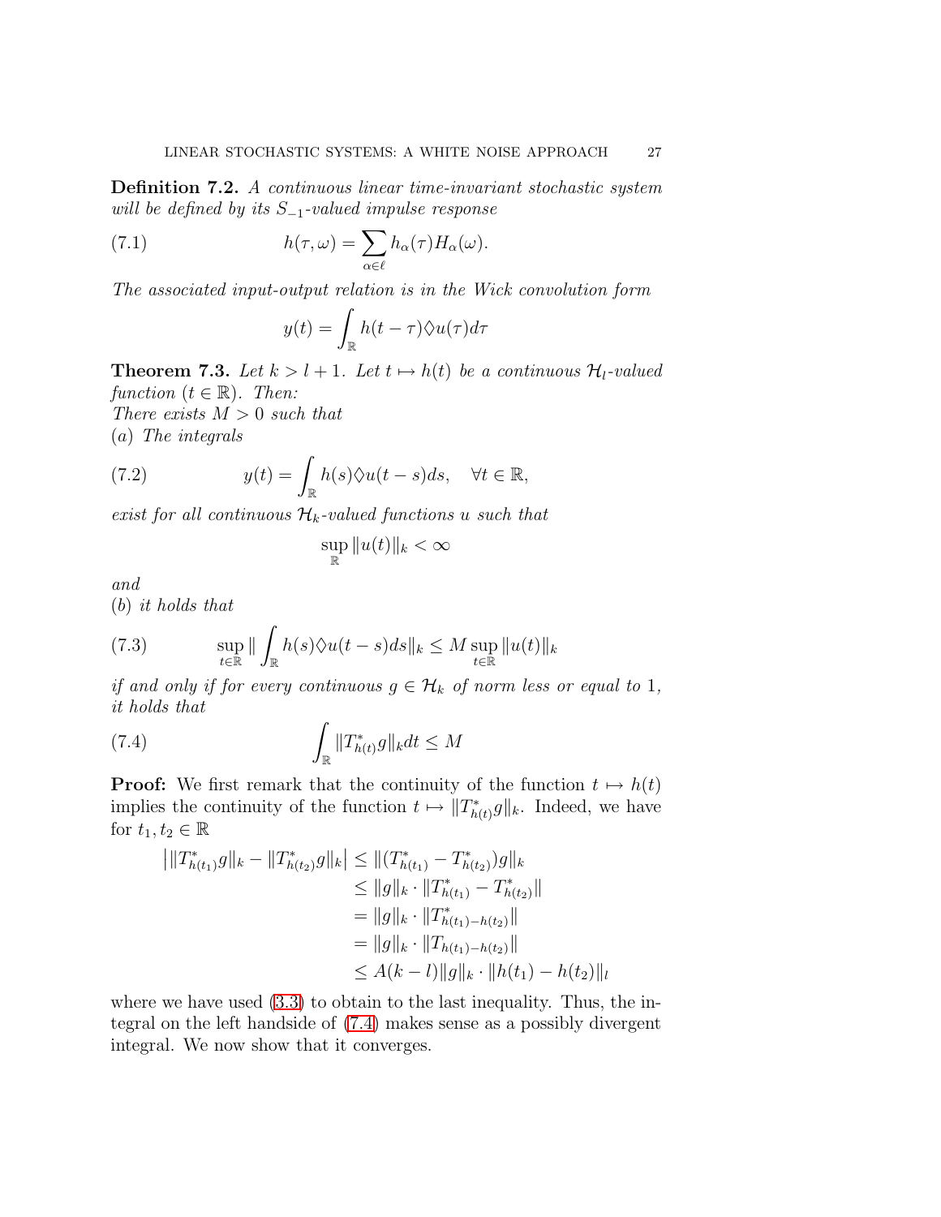**Definition 7.2.** *A continuous linear time-invariant stochastic system will be defined by its $S_{-1}$-valued impulse response*

$$h(\tau, \omega) = \sum_{\alpha \in \ell} h_\alpha(\tau) H_\alpha(\omega). \tag{7.1}$$

*The associated input-output relation is in the Wick convolution form*

$$y(t) = \int_{\mathbb{R}} h(t-\tau) \lozenge u(\tau) d\tau$$

**Theorem 7.3.** *Let $k > l+1$. Let $t \mapsto h(t)$ be a continuous $\mathcal{H}_l$-valued function ($t \in \mathbb{R}$). Then:*
*There exists $M > 0$ such that*
($a$) *The integrals*

$$y(t) = \int_{\mathbb{R}} h(s) \lozenge u(t-s) ds, \quad \forall t \in \mathbb{R}, \tag{7.2}$$

*exist for all continuous $\mathcal{H}_k$-valued functions $u$ such that*

$$\sup_{\mathbb{R}} \|u(t)\|_k < \infty$$

*and*
($b$) *it holds that*

$$\sup_{t \in \mathbb{R}} \| \int_{\mathbb{R}} h(s) \lozenge u(t-s) ds \|_k \leq M \sup_{t \in \mathbb{R}} \|u(t)\|_k \tag{7.3}$$

*if and only if for every continuous $g \in \mathcal{H}_k$ of norm less or equal to 1, it holds that*

$$\int_{\mathbb{R}} \|T^*_{h(t)} g\|_k dt \leq M \tag{7.4}$$

**Proof:** We first remark that the continuity of the function $t \mapsto h(t)$ implies the continuity of the function $t \mapsto \|T^*_{h(t)} g\|_k$. Indeed, we have for $t_1, t_2 \in \mathbb{R}$

$$\begin{aligned}
\big| \|T^*_{h(t_1)} g\|_k - \|T^*_{h(t_2)} g\|_k \big| &\leq \|(T^*_{h(t_1)} - T^*_{h(t_2)}) g\|_k \\
&\leq \|g\|_k \cdot \|T^*_{h(t_1)} - T^*_{h(t_2)}\| \\
&= \|g\|_k \cdot \|T^*_{h(t_1) - h(t_2)}\| \\
&= \|g\|_k \cdot \|T_{h(t_1) - h(t_2)}\| \\
&\leq A(k-l) \|g\|_k \cdot \|h(t_1) - h(t_2)\|_l
\end{aligned}$$

where we have used (3.3) to obtain to the last inequality. Thus, the integral on the left handside of (7.4) makes sense as a possibly divergent integral. We now show that it converges.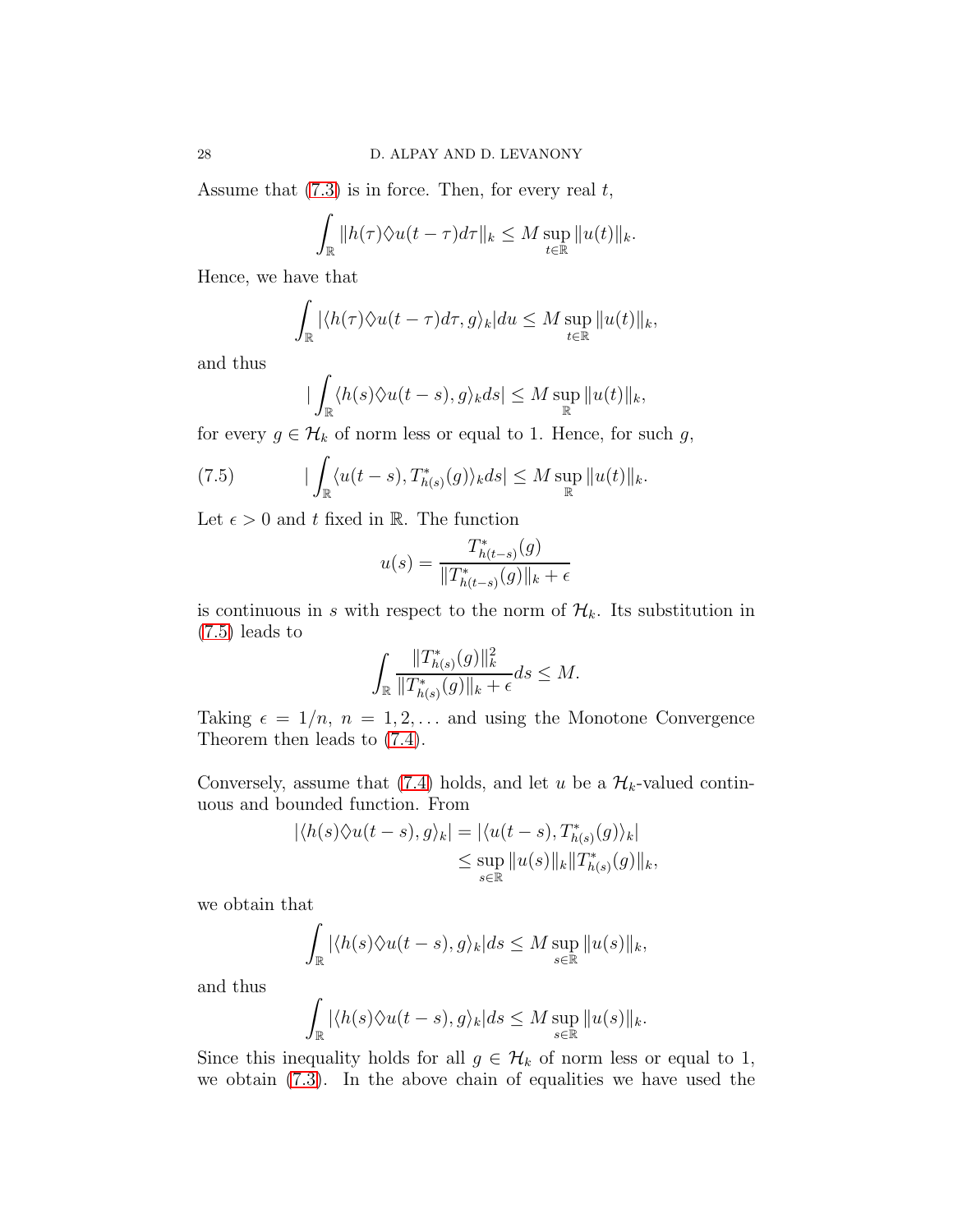Assume that (7.3) is in force. Then, for every real $t$,

$$\int_{\mathbb{R}} \|h(\tau)\lozenge u(t-\tau)d\tau\|_k \leq M \sup_{t\in\mathbb{R}} \|u(t)\|_k.$$

Hence, we have that

$$\int_{\mathbb{R}} |\langle h(\tau)\lozenge u(t-\tau)d\tau, g\rangle_k| du \leq M \sup_{t\in\mathbb{R}} \|u(t)\|_k,$$

and thus

$$|\int_{\mathbb{R}} \langle h(s)\lozenge u(t-s), g\rangle_k ds| \leq M \sup_{\mathbb{R}} \|u(t)\|_k,$$

for every $g \in \mathcal{H}_k$ of norm less or equal to 1. Hence, for such $g$,

$$|\int_{\mathbb{R}} \langle u(t-s), T^*_{h(s)}(g)\rangle_k ds| \leq M \sup_{\mathbb{R}} \|u(t)\|_k. \tag{7.5}$$

Let $\epsilon > 0$ and $t$ fixed in $\mathbb{R}$. The function

$$u(s) = \frac{T^*_{h(t-s)}(g)}{\|T^*_{h(t-s)}(g)\|_k + \epsilon}$$

is continuous in $s$ with respect to the norm of $\mathcal{H}_k$. Its substitution in (7.5) leads to

$$\int_{\mathbb{R}} \frac{\|T^*_{h(s)}(g)\|_k^2}{\|T^*_{h(s)}(g)\|_k + \epsilon} ds \leq M.$$

Taking $\epsilon = 1/n$, $n = 1, 2, \ldots$ and using the Monotone Convergence Theorem then leads to (7.4).

Conversely, assume that (7.4) holds, and let $u$ be a $\mathcal{H}_k$-valued continuous and bounded function. From

$$\begin{aligned}
|\langle h(s)\lozenge u(t-s), g\rangle_k| &= |\langle u(t-s), T^*_{h(s)}(g)\rangle_k| \\
&\leq \sup_{s\in\mathbb{R}} \|u(s)\|_k \|T^*_{h(s)}(g)\|_k,
\end{aligned}$$

we obtain that

$$\int_{\mathbb{R}} |\langle h(s)\lozenge u(t-s), g\rangle_k| ds \leq M \sup_{s\in\mathbb{R}} \|u(s)\|_k,$$

and thus

$$\int_{\mathbb{R}} |\langle h(s)\lozenge u(t-s), g\rangle_k| ds \leq M \sup_{s\in\mathbb{R}} \|u(s)\|_k.$$

Since this inequality holds for all $g \in \mathcal{H}_k$ of norm less or equal to 1, we obtain (7.3). In the above chain of equalities we have used the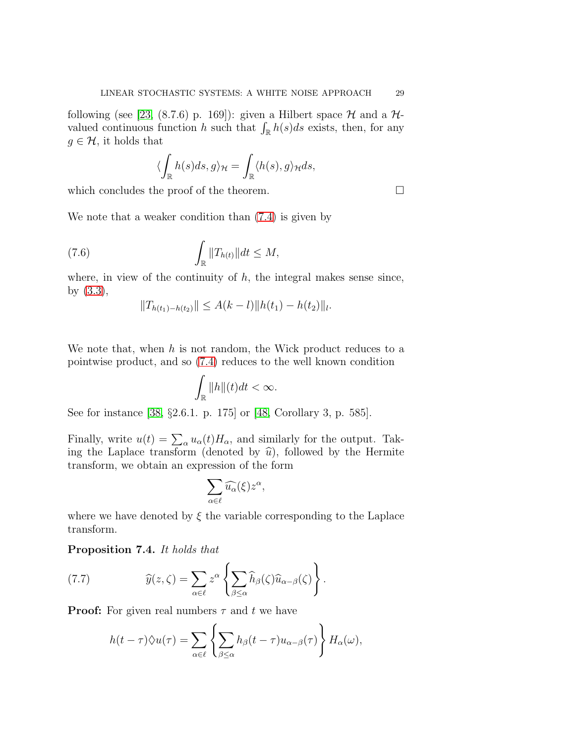following (see [23, (8.7.6) p. 169]): given a Hilbert space $\mathcal{H}$ and a $\mathcal{H}$-valued continuous function $h$ such that $\int_{\mathbb{R}} h(s)ds$ exists, then, for any $g \in \mathcal{H}$, it holds that

$$\langle \int_{\mathbb{R}} h(s)ds, g\rangle_{\mathcal{H}} = \int_{\mathbb{R}} \langle h(s), g\rangle_{\mathcal{H}} ds,$$

which concludes the proof of the theorem. □

We note that a weaker condition than (7.4) is given by

$$\int_{\mathbb{R}} \|T_{h(t)}\| dt \le M, \tag{7.6}$$

where, in view of the continuity of $h$, the integral makes sense since, by (3.3),

$$\|T_{h(t_1)-h(t_2)}\| \le A(k-l)\|h(t_1)-h(t_2)\|_l.$$

We note that, when $h$ is not random, the Wick product reduces to a pointwise product, and so (7.4) reduces to the well known condition

$$\int_{\mathbb{R}} \|h\|(t)dt < \infty.$$

See for instance [38, §2.6.1. p. 175] or [48, Corollary 3, p. 585].

Finally, write $u(t) = \sum_\alpha u_\alpha(t) H_\alpha$, and similarly for the output. Taking the Laplace transform (denoted by $\widehat{u}$), followed by the Hermite transform, we obtain an expression of the form

$$\sum_{\alpha \in \ell} \widehat{u_\alpha}(\xi) z^\alpha,$$

where we have denoted by $\xi$ the variable corresponding to the Laplace transform.

**Proposition 7.4.** *It holds that*

$$\widehat{y}(z,\zeta) = \sum_{\alpha \in \ell} z^\alpha \left\{ \sum_{\beta \le \alpha} \widehat{h}_\beta(\zeta)\widehat{u}_{\alpha-\beta}(\zeta) \right\}. \tag{7.7}$$

**Proof:** For given real numbers $\tau$ and $t$ we have

$$h(t-\tau)\lozenge u(\tau) = \sum_{\alpha \in \ell} \left\{ \sum_{\beta \le \alpha} h_\beta(t-\tau) u_{\alpha-\beta}(\tau) \right\} H_\alpha(\omega),$$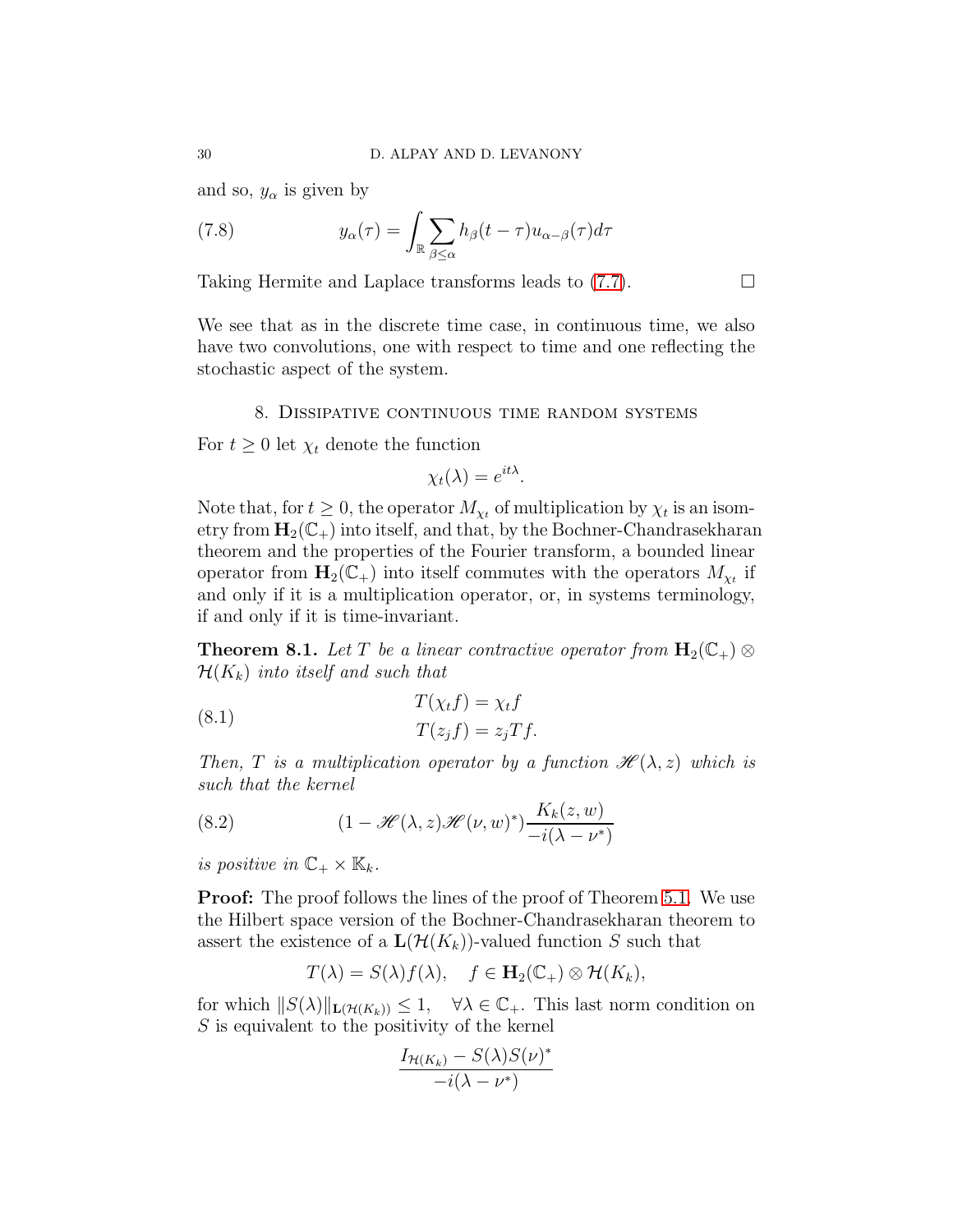and so, $y_\alpha$ is given by

$$y_\alpha(\tau) = \int_{\mathbb{R}} \sum_{\beta \le \alpha} h_\beta(t-\tau) u_{\alpha-\beta}(\tau) d\tau \tag{7.8}$$

Taking Hermite and Laplace transforms leads to (7.7). $\square$

We see that as in the discrete time case, in continuous time, we also have two convolutions, one with respect to time and one reflecting the stochastic aspect of the system.

## 8. Dissipative continuous time random systems

For $t \ge 0$ let $\chi_t$ denote the function

$$\chi_t(\lambda) = e^{it\lambda}.$$

Note that, for $t \ge 0$, the operator $M_{\chi_t}$ of multiplication by $\chi_t$ is an isometry from $\mathbf{H}_2(\mathbb{C}_+)$ into itself, and that, by the Bochner-Chandrasekharan theorem and the properties of the Fourier transform, a bounded linear operator from $\mathbf{H}_2(\mathbb{C}_+)$ into itself commutes with the operators $M_{\chi_t}$ if and only if it is a multiplication operator, or, in systems terminology, if and only if it is time-invariant.

**Theorem 8.1.** *Let $T$ be a linear contractive operator from $\mathbf{H}_2(\mathbb{C}_+) \otimes \mathcal{H}(K_k)$ into itself and such that*

$$\begin{aligned} T(\chi_t f) &= \chi_t f \\ T(z_j f) &= z_j T f. \end{aligned} \tag{8.1}$$

*Then, $T$ is a multiplication operator by a function $\mathscr{H}(\lambda, z)$ which is such that the kernel*

$$(1 - \mathscr{H}(\lambda, z)\mathscr{H}(\nu, w)^*) \frac{K_k(z,w)}{-i(\lambda - \nu^*)} \tag{8.2}$$

*is positive in $\mathbb{C}_+ \times \mathbb{K}_k$.*

**Proof:** The proof follows the lines of the proof of Theorem 5.1. We use the Hilbert space version of the Bochner-Chandrasekharan theorem to assert the existence of a $\mathbf{L}(\mathcal{H}(K_k))$-valued function $S$ such that

$$T(\lambda) = S(\lambda) f(\lambda), \quad f \in \mathbf{H}_2(\mathbb{C}_+) \otimes \mathcal{H}(K_k),$$

for which $\|S(\lambda)\|_{\mathbf{L}(\mathcal{H}(K_k))} \le 1, \quad \forall \lambda \in \mathbb{C}_+$. This last norm condition on $S$ is equivalent to the positivity of the kernel

$$\frac{I_{\mathcal{H}(K_k)} - S(\lambda)S(\nu)^*}{-i(\lambda - \nu^*)}$$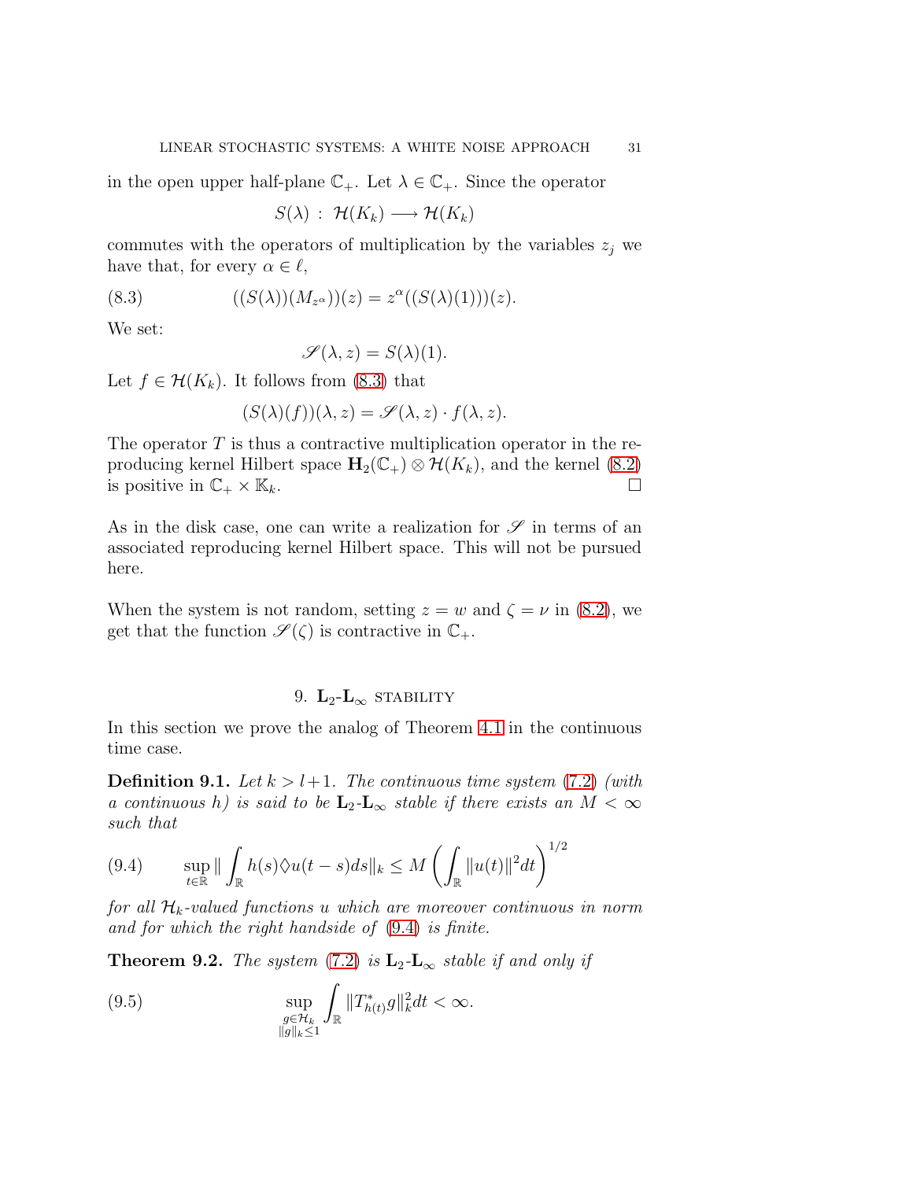in the open upper half-plane $\mathbb{C}_+$. Let $\lambda \in \mathbb{C}_+$. Since the operator

$$S(\lambda) : \mathcal{H}(K_k) \longrightarrow \mathcal{H}(K_k)$$

commutes with the operators of multiplication by the variables $z_j$ we have that, for every $\alpha \in \ell$,

$$((S(\lambda))(M_{z^\alpha}))(z) = z^\alpha((S(\lambda)(1)))(z). \tag{8.3}$$

We set:

$$\mathscr{S}(\lambda, z) = S(\lambda)(1).$$

Let $f \in \mathcal{H}(K_k)$. It follows from (8.3) that

$$(S(\lambda)(f))(\lambda, z) = \mathscr{S}(\lambda, z) \cdot f(\lambda, z).$$

The operator $T$ is thus a contractive multiplication operator in the reproducing kernel Hilbert space $\mathbf{H}_2(\mathbb{C}_+) \otimes \mathcal{H}(K_k)$, and the kernel (8.2) is positive in $\mathbb{C}_+ \times \mathbb{K}_k$. $\square$

As in the disk case, one can write a realization for $\mathscr{S}$ in terms of an associated reproducing kernel Hilbert space. This will not be pursued here.

When the system is not random, setting $z = w$ and $\zeta = \nu$ in (8.2), we get that the function $\mathscr{S}(\zeta)$ is contractive in $\mathbb{C}_+$.

## 9. $\mathbf{L}_2$-$\mathbf{L}_\infty$ stability

In this section we prove the analog of Theorem 4.1 in the continuous time case.

**Definition 9.1.** *Let $k > l+1$. The continuous time system (7.2) (with a continuous $h$) is said to be $\mathbf{L}_2$-$\mathbf{L}_\infty$ stable if there exists an $M < \infty$ such that*

$$\sup_{t \in \mathbb{R}} \| \int_{\mathbb{R}} h(s) \lozenge u(t-s) ds \|_k \le M \left( \int_{\mathbb{R}} \|u(t)\|^2 dt \right)^{1/2} \tag{9.4}$$

*for all $\mathcal{H}_k$-valued functions $u$ which are moreover continuous in norm and for which the right handside of (9.4) is finite.*

**Theorem 9.2.** *The system (7.2) is $\mathbf{L}_2$-$\mathbf{L}_\infty$ stable if and only if*

$$\sup_{\substack{g \in \mathcal{H}_k \\ \|g\|_k \le 1}} \int_{\mathbb{R}} \|T^*_{h(t)} g\|_k^2 dt < \infty. \tag{9.5}$$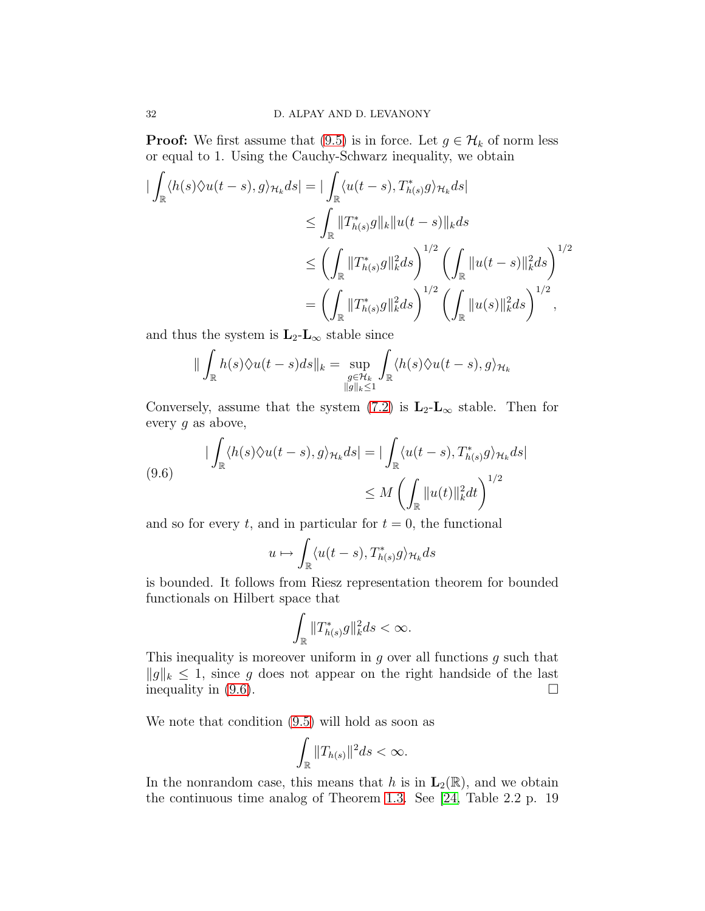**Proof:** We first assume that (9.5) is in force. Let $g \in \mathcal{H}_k$ of norm less or equal to 1. Using the Cauchy-Schwarz inequality, we obtain

$$
\begin{aligned}
|\int_{\mathbb{R}} \langle h(s)\lozenge u(t-s), g\rangle_{\mathcal{H}_k} ds| &= |\int_{\mathbb{R}} \langle u(t-s), T^*_{h(s)}g\rangle_{\mathcal{H}_k} ds| \\
&\le \int_{\mathbb{R}} \|T^*_{h(s)}g\|_k \|u(t-s)\|_k ds \\
&\le \left(\int_{\mathbb{R}} \|T^*_{h(s)}g\|_k^2 ds\right)^{1/2} \left(\int_{\mathbb{R}} \|u(t-s)\|_k^2 ds\right)^{1/2} \\
&= \left(\int_{\mathbb{R}} \|T^*_{h(s)}g\|_k^2 ds\right)^{1/2} \left(\int_{\mathbb{R}} \|u(s)\|_k^2 ds\right)^{1/2},
\end{aligned}
$$

and thus the system is $\mathbf{L}_2$-$\mathbf{L}_\infty$ stable since

$$
\|\int_{\mathbb{R}} h(s)\lozenge u(t-s) ds\|_k = \sup_{\substack{g\in\mathcal{H}_k \\ \|g\|_k\le 1}} \int_{\mathbb{R}} \langle h(s)\lozenge u(t-s), g\rangle_{\mathcal{H}_k}
$$

Conversely, assume that the system (7.2) is $\mathbf{L}_2$-$\mathbf{L}_\infty$ stable. Then for every $g$ as above,

$$
\begin{aligned}
|\int_{\mathbb{R}} \langle h(s)\lozenge u(t-s), g\rangle_{\mathcal{H}_k} ds| &= |\int_{\mathbb{R}} \langle u(t-s), T^*_{h(s)}g\rangle_{\mathcal{H}_k} ds| \\
&\le M \left(\int_{\mathbb{R}} \|u(t)\|_k^2 dt\right)^{1/2}
\end{aligned}
\tag{9.6}
$$

and so for every $t$, and in particular for $t = 0$, the functional

$$
u \mapsto \int_{\mathbb{R}} \langle u(t-s), T^*_{h(s)}g\rangle_{\mathcal{H}_k} ds
$$

is bounded. It follows from Riesz representation theorem for bounded functionals on Hilbert space that

$$
\int_{\mathbb{R}} \|T^*_{h(s)}g\|_k^2 ds < \infty.
$$

This inequality is moreover uniform in $g$ over all functions $g$ such that $\|g\|_k \le 1$, since $g$ does not appear on the right handside of the last inequality in (9.6). $\square$

We note that condition (9.5) will hold as soon as

$$
\int_{\mathbb{R}} \|T_{h(s)}\|^2 ds < \infty.
$$

In the nonrandom case, this means that $h$ is in $\mathbf{L}_2(\mathbb{R})$, and we obtain the continuous time analog of Theorem 1.3. See [24, Table 2.2 p. 19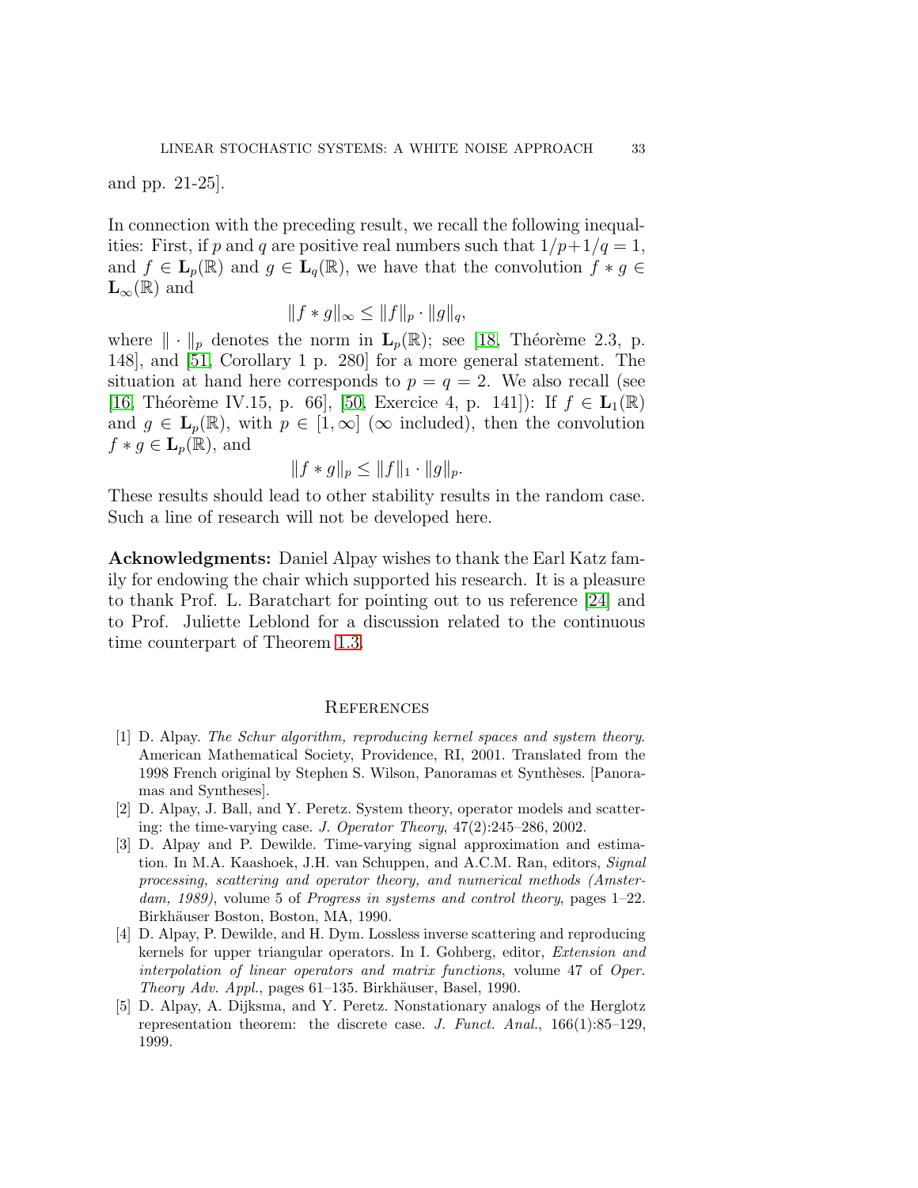and pp. 21-25].

In connection with the preceding result, we recall the following inequalities: First, if $p$ and $q$ are positive real numbers such that $1/p+1/q=1$, and $f \in \mathbf{L}_p(\mathbb{R})$ and $g \in \mathbf{L}_q(\mathbb{R})$, we have that the convolution $f * g \in \mathbf{L}_\infty(\mathbb{R})$ and

$$\|f * g\|_\infty \leq \|f\|_p \cdot \|g\|_q,$$

where $\|\cdot\|_p$ denotes the norm in $\mathbf{L}_p(\mathbb{R})$; see [18, Théorème 2.3, p. 148], and [51, Corollary 1 p. 280] for a more general statement. The situation at hand here corresponds to $p=q=2$. We also recall (see [16, Théorème IV.15, p. 66], [50, Exercice 4, p. 141]): If $f \in \mathbf{L}_1(\mathbb{R})$ and $g \in \mathbf{L}_p(\mathbb{R})$, with $p \in [1, \infty]$ ($\infty$ included), then the convolution $f * g \in \mathbf{L}_p(\mathbb{R})$, and

$$\|f * g\|_p \leq \|f\|_1 \cdot \|g\|_p.$$

These results should lead to other stability results in the random case. Such a line of research will not be developed here.

**Acknowledgments:** Daniel Alpay wishes to thank the Earl Katz family for endowing the chair which supported his research. It is a pleasure to thank Prof. L. Baratchart for pointing out to us reference [24] and to Prof. Juliette Leblond for a discussion related to the continuous time counterpart of Theorem 1.3.

## References

[1] D. Alpay. *The Schur algorithm, reproducing kernel spaces and system theory.* American Mathematical Society, Providence, RI, 2001. Translated from the 1998 French original by Stephen S. Wilson, Panoramas et Synthèses. [Panoramas and Syntheses].

[2] D. Alpay, J. Ball, and Y. Peretz. System theory, operator models and scattering: the time-varying case. *J. Operator Theory*, 47(2):245–286, 2002.

[3] D. Alpay and P. Dewilde. Time-varying signal approximation and estimation. In M.A. Kaashoek, J.H. van Schuppen, and A.C.M. Ran, editors, *Signal processing, scattering and operator theory, and numerical methods (Amsterdam, 1989)*, volume 5 of *Progress in systems and control theory*, pages 1–22. Birkhäuser Boston, Boston, MA, 1990.

[4] D. Alpay, P. Dewilde, and H. Dym. Lossless inverse scattering and reproducing kernels for upper triangular operators. In I. Gohberg, editor, *Extension and interpolation of linear operators and matrix functions*, volume 47 of *Oper. Theory Adv. Appl.*, pages 61–135. Birkhäuser, Basel, 1990.

[5] D. Alpay, A. Dijksma, and Y. Peretz. Nonstationary analogs of the Herglotz representation theorem: the discrete case. *J. Funct. Anal.*, 166(1):85–129, 1999.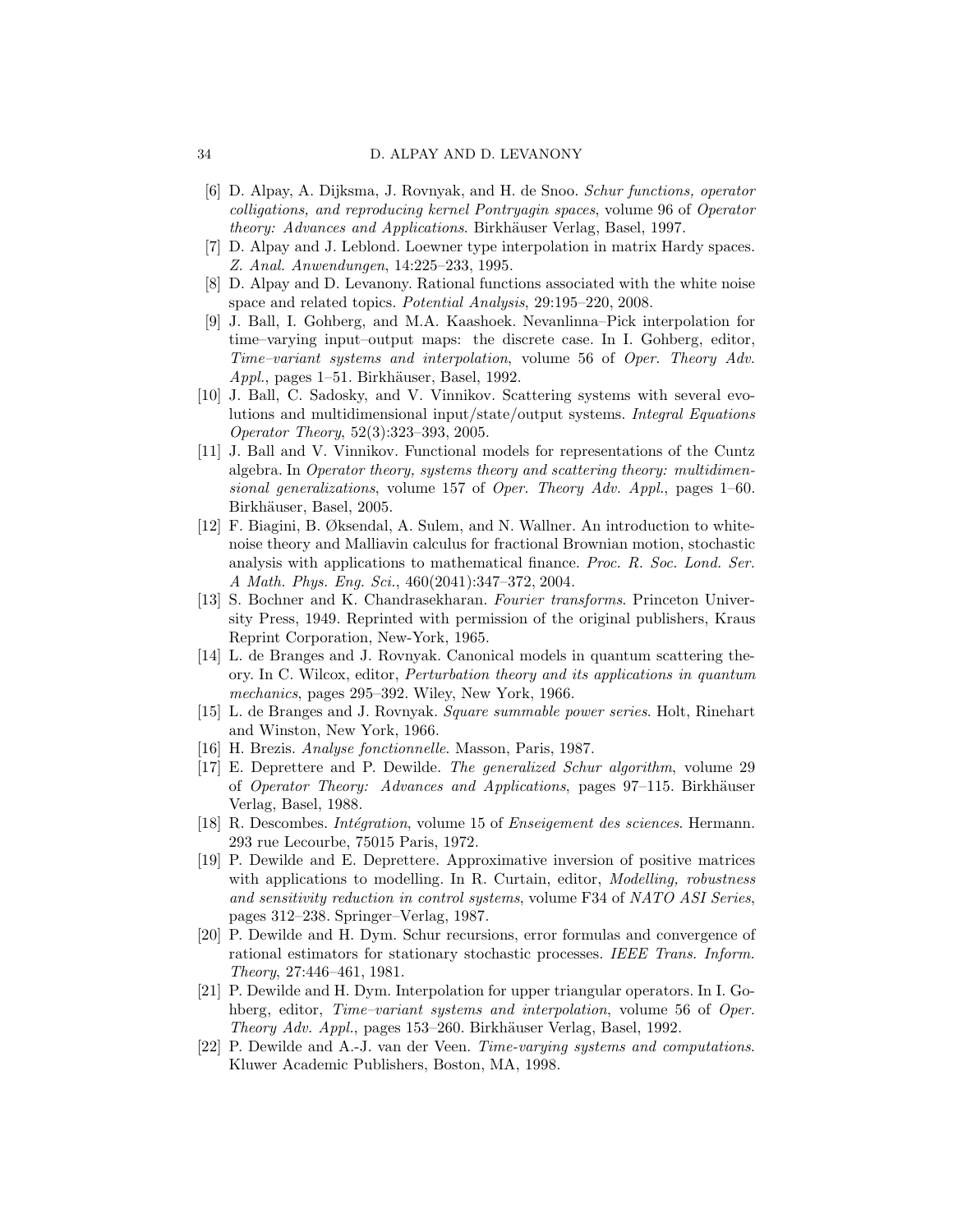[6] D. Alpay, A. Dijksma, J. Rovnyak, and H. de Snoo. *Schur functions, operator colligations, and reproducing kernel Pontryagin spaces*, volume 96 of *Operator theory: Advances and Applications*. Birkhäuser Verlag, Basel, 1997.

[7] D. Alpay and J. Leblond. Loewner type interpolation in matrix Hardy spaces. *Z. Anal. Anwendungen*, 14:225–233, 1995.

[8] D. Alpay and D. Levanony. Rational functions associated with the white noise space and related topics. *Potential Analysis*, 29:195–220, 2008.

[9] J. Ball, I. Gohberg, and M.A. Kaashoek. Nevanlinna–Pick interpolation for time–varying input–output maps: the discrete case. In I. Gohberg, editor, *Time–variant systems and interpolation*, volume 56 of *Oper. Theory Adv. Appl.*, pages 1–51. Birkhäuser, Basel, 1992.

[10] J. Ball, C. Sadosky, and V. Vinnikov. Scattering systems with several evolutions and multidimensional input/state/output systems. *Integral Equations Operator Theory*, 52(3):323–393, 2005.

[11] J. Ball and V. Vinnikov. Functional models for representations of the Cuntz algebra. In *Operator theory, systems theory and scattering theory: multidimensional generalizations*, volume 157 of *Oper. Theory Adv. Appl.*, pages 1–60. Birkhäuser, Basel, 2005.

[12] F. Biagini, B. Øksendal, A. Sulem, and N. Wallner. An introduction to white-noise theory and Malliavin calculus for fractional Brownian motion, stochastic analysis with applications to mathematical finance. *Proc. R. Soc. Lond. Ser. A Math. Phys. Eng. Sci.*, 460(2041):347–372, 2004.

[13] S. Bochner and K. Chandrasekharan. *Fourier transforms*. Princeton University Press, 1949. Reprinted with permission of the original publishers, Kraus Reprint Corporation, New-York, 1965.

[14] L. de Branges and J. Rovnyak. Canonical models in quantum scattering theory. In C. Wilcox, editor, *Perturbation theory and its applications in quantum mechanics*, pages 295–392. Wiley, New York, 1966.

[15] L. de Branges and J. Rovnyak. *Square summable power series*. Holt, Rinehart and Winston, New York, 1966.

[16] H. Brezis. *Analyse fonctionnelle*. Masson, Paris, 1987.

[17] E. Deprettere and P. Dewilde. *The generalized Schur algorithm*, volume 29 of *Operator Theory: Advances and Applications*, pages 97–115. Birkhäuser Verlag, Basel, 1988.

[18] R. Descombes. *Intégration*, volume 15 of *Enseigement des sciences*. Hermann. 293 rue Lecourbe, 75015 Paris, 1972.

[19] P. Dewilde and E. Deprettere. Approximative inversion of positive matrices with applications to modelling. In R. Curtain, editor, *Modelling, robustness and sensitivity reduction in control systems*, volume F34 of *NATO ASI Series*, pages 312–238. Springer–Verlag, 1987.

[20] P. Dewilde and H. Dym. Schur recursions, error formulas and convergence of rational estimators for stationary stochastic processes. *IEEE Trans. Inform. Theory*, 27:446–461, 1981.

[21] P. Dewilde and H. Dym. Interpolation for upper triangular operators. In I. Gohberg, editor, *Time–variant systems and interpolation*, volume 56 of *Oper. Theory Adv. Appl.*, pages 153–260. Birkhäuser Verlag, Basel, 1992.

[22] P. Dewilde and A.-J. van der Veen. *Time-varying systems and computations*. Kluwer Academic Publishers, Boston, MA, 1998.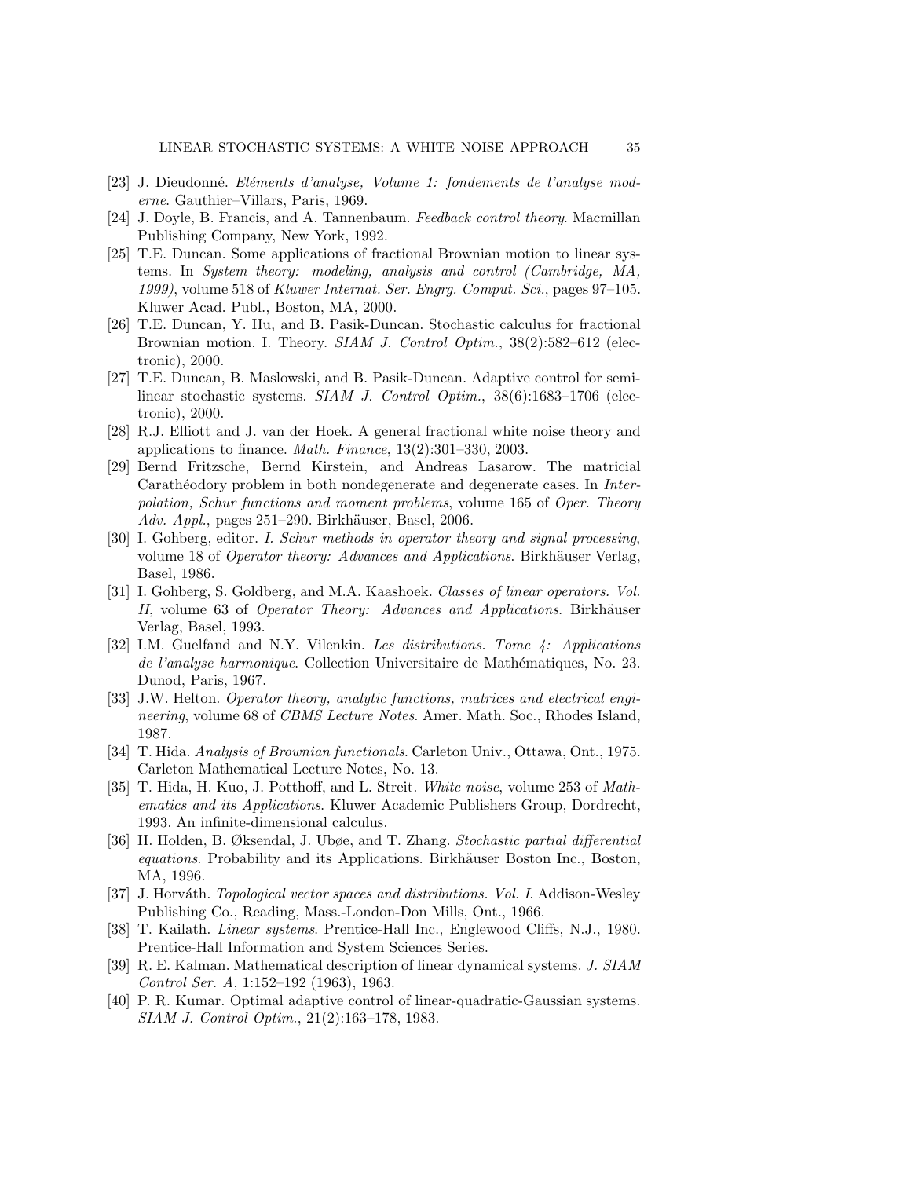[23] J. Dieudonné. *Eléments d'analyse, Volume 1: fondements de l'analyse moderne*. Gauthier–Villars, Paris, 1969.

[24] J. Doyle, B. Francis, and A. Tannenbaum. *Feedback control theory*. Macmillan Publishing Company, New York, 1992.

[25] T.E. Duncan. Some applications of fractional Brownian motion to linear systems. In *System theory: modeling, analysis and control (Cambridge, MA, 1999)*, volume 518 of *Kluwer Internat. Ser. Engrg. Comput. Sci.*, pages 97–105. Kluwer Acad. Publ., Boston, MA, 2000.

[26] T.E. Duncan, Y. Hu, and B. Pasik-Duncan. Stochastic calculus for fractional Brownian motion. I. Theory. *SIAM J. Control Optim.*, 38(2):582–612 (electronic), 2000.

[27] T.E. Duncan, B. Maslowski, and B. Pasik-Duncan. Adaptive control for semilinear stochastic systems. *SIAM J. Control Optim.*, 38(6):1683–1706 (electronic), 2000.

[28] R.J. Elliott and J. van der Hoek. A general fractional white noise theory and applications to finance. *Math. Finance*, 13(2):301–330, 2003.

[29] Bernd Fritzsche, Bernd Kirstein, and Andreas Lasarow. The matricial Carathéodory problem in both nondegenerate and degenerate cases. In *Interpolation, Schur functions and moment problems*, volume 165 of *Oper. Theory Adv. Appl.*, pages 251–290. Birkhäuser, Basel, 2006.

[30] I. Gohberg, editor. *I. Schur methods in operator theory and signal processing*, volume 18 of *Operator theory: Advances and Applications*. Birkhäuser Verlag, Basel, 1986.

[31] I. Gohberg, S. Goldberg, and M.A. Kaashoek. *Classes of linear operators. Vol. II*, volume 63 of *Operator Theory: Advances and Applications*. Birkhäuser Verlag, Basel, 1993.

[32] I.M. Guelfand and N.Y. Vilenkin. *Les distributions. Tome 4: Applications de l'analyse harmonique*. Collection Universitaire de Mathématiques, No. 23. Dunod, Paris, 1967.

[33] J.W. Helton. *Operator theory, analytic functions, matrices and electrical engineering*, volume 68 of *CBMS Lecture Notes*. Amer. Math. Soc., Rhodes Island, 1987.

[34] T. Hida. *Analysis of Brownian functionals*. Carleton Univ., Ottawa, Ont., 1975. Carleton Mathematical Lecture Notes, No. 13.

[35] T. Hida, H. Kuo, J. Potthoff, and L. Streit. *White noise*, volume 253 of *Mathematics and its Applications*. Kluwer Academic Publishers Group, Dordrecht, 1993. An infinite-dimensional calculus.

[36] H. Holden, B. Øksendal, J. Ubøe, and T. Zhang. *Stochastic partial differential equations*. Probability and its Applications. Birkhäuser Boston Inc., Boston, MA, 1996.

[37] J. Horváth. *Topological vector spaces and distributions. Vol. I*. Addison-Wesley Publishing Co., Reading, Mass.-London-Don Mills, Ont., 1966.

[38] T. Kailath. *Linear systems*. Prentice-Hall Inc., Englewood Cliffs, N.J., 1980. Prentice-Hall Information and System Sciences Series.

[39] R. E. Kalman. Mathematical description of linear dynamical systems. *J. SIAM Control Ser. A*, 1:152–192 (1963), 1963.

[40] P. R. Kumar. Optimal adaptive control of linear-quadratic-Gaussian systems. *SIAM J. Control Optim.*, 21(2):163–178, 1983.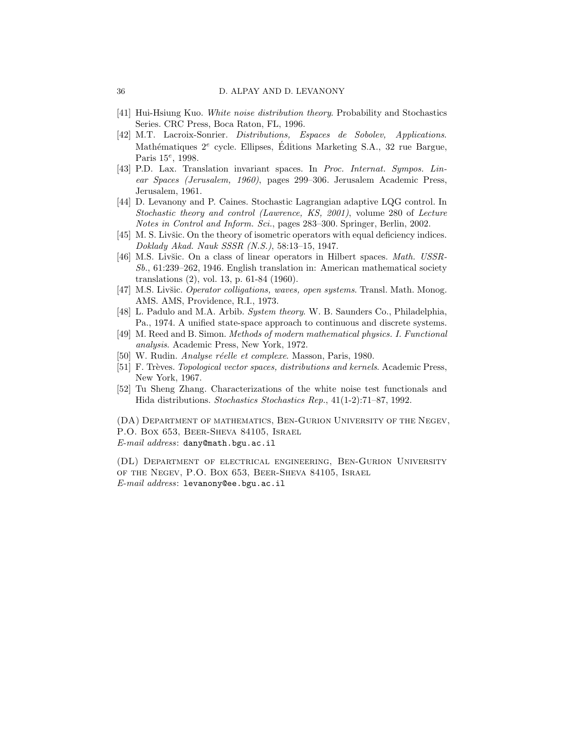[41] Hui-Hsiung Kuo. *White noise distribution theory*. Probability and Stochastics Series. CRC Press, Boca Raton, FL, 1996.

[42] M.T. Lacroix-Sonrier. *Distributions, Espaces de Sobolev, Applications*. Mathématiques $2^e$ cycle. Ellipses, Éditions Marketing S.A., 32 rue Bargue, Paris $15^e$, 1998.

[43] P.D. Lax. Translation invariant spaces. In *Proc. Internat. Sympos. Linear Spaces (Jerusalem, 1960)*, pages 299–306. Jerusalem Academic Press, Jerusalem, 1961.

[44] D. Levanony and P. Caines. Stochastic Lagrangian adaptive LQG control. In *Stochastic theory and control (Lawrence, KS, 2001)*, volume 280 of *Lecture Notes in Control and Inform. Sci.*, pages 283–300. Springer, Berlin, 2002.

[45] M. S. Livšic. On the theory of isometric operators with equal deficiency indices. *Doklady Akad. Nauk SSSR (N.S.)*, 58:13–15, 1947.

[46] M.S. Livšic. On a class of linear operators in Hilbert spaces. *Math. USSR-Sb.*, 61:239–262, 1946. English translation in: American mathematical society translations (2), vol. 13, p. 61-84 (1960).

[47] M.S. Livšic. *Operator colligations, waves, open systems*. Transl. Math. Monog. AMS. AMS, Providence, R.I., 1973.

[48] L. Padulo and M.A. Arbib. *System theory*. W. B. Saunders Co., Philadelphia, Pa., 1974. A unified state-space approach to continuous and discrete systems.

[49] M. Reed and B. Simon. *Methods of modern mathematical physics. I. Functional analysis*. Academic Press, New York, 1972.

[50] W. Rudin. *Analyse réelle et complexe.* Masson, Paris, 1980.

[51] F. Trèves. *Topological vector spaces, distributions and kernels*. Academic Press, New York, 1967.

[52] Tu Sheng Zhang. Characterizations of the white noise test functionals and Hida distributions. *Stochastics Stochastics Rep.*, 41(1-2):71–87, 1992.

(DA) Department of mathematics, Ben-Gurion University of the Negev, P.O. Box 653, Beer-Sheva 84105, Israel
*E-mail address*: dany@math.bgu.ac.il

(DL) Department of electrical engineering, Ben-Gurion University of the Negev, P.O. Box 653, Beer-Sheva 84105, Israel
*E-mail address*: levanony@ee.bgu.ac.il